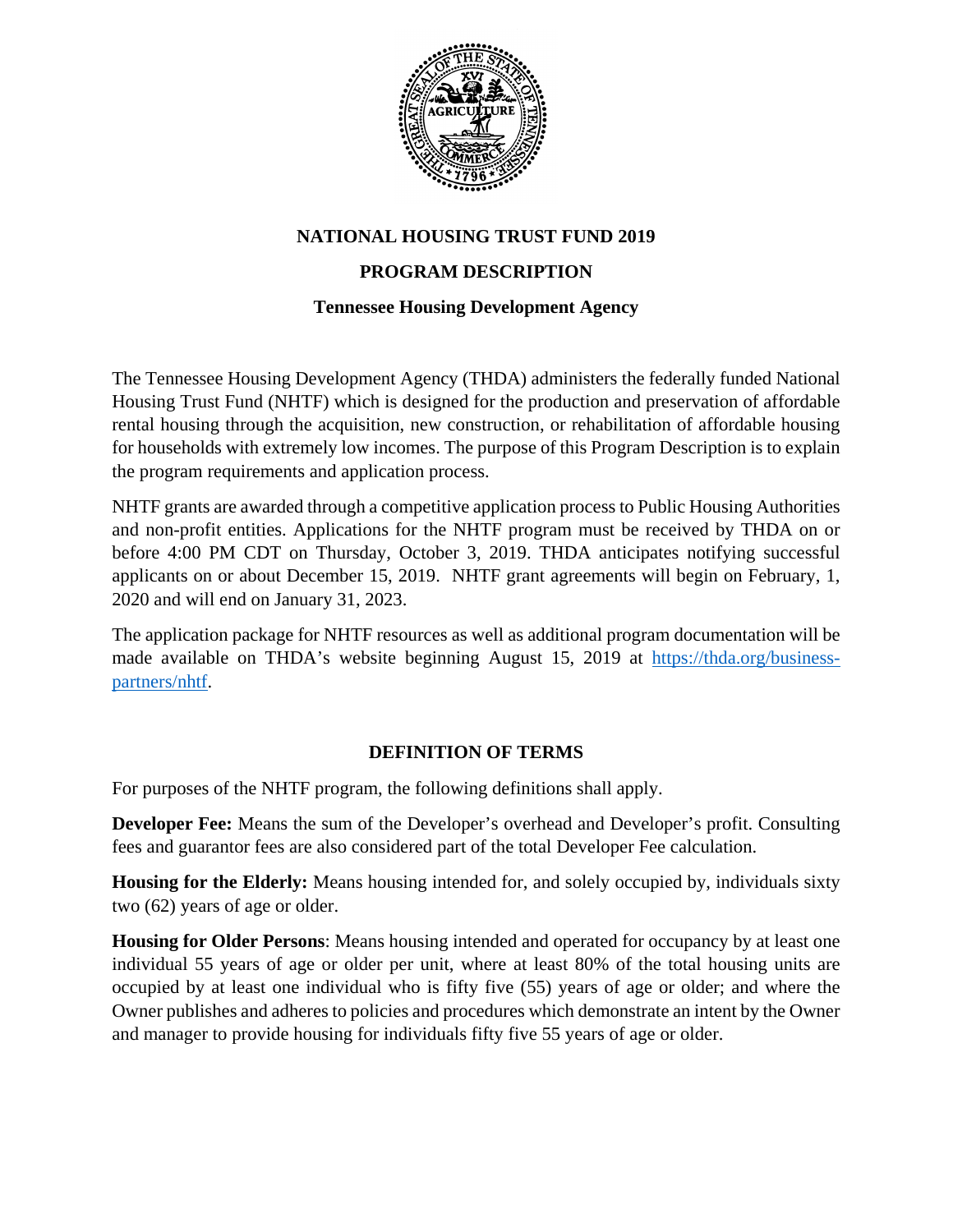# NATIONAL HOUSING TRUST FUND 2019

## PROGRAM DESCRIPTION

### Tennessee Housing Development Agency

The Tennessee Housing Development Agency (THDA) administers the federally funded National Housing Trust Fund (NHTF) which is designed for the production and preservation of affordable rental housing through the acquisition, new construction, or rehabilitation of affordable housing for households with extremely low incomes. The purpose of this Program Description is to explain the program requirements and application process.

NHTF grants are awarded through a competitive application process to Public Housing Authorities and non-profit entities. Applications for the NHTF program must be received by THDA on or before 4:00 PM CDT on Thursday, October 3, 2019. THDA anticipates notifying successful applicants on or about December 15, 2019. NHTF grant agreements will begin on February, 1, 2020 and will end on January 31, 2023.

The application package for NHTF resources as well as additional program documentation will be made available on THDA's website beginning August 15, 2019 at [https://thda.org/business-partners/nhtf](https://thda.org/business-partners/nhtf).

## DEFINITION OF TERMS

For purposes of the NHTF program, the following definitions shall apply.

**Developer Fee:** Means the sum of the Developer's overhead and Developer's profit. Consulting fees and guarantor fees are also considered part of the total Developer Fee calculation.

**Housing for the Elderly:** Means housing intended for, and solely occupied by, individuals sixty two (62) years of age or older.

**Housing for Older Persons**: Means housing intended and operated for occupancy by at least one individual 55 years of age or older per unit, where at least 80% of the total housing units are occupied by at least one individual who is fifty five (55) years of age or older; and where the Owner publishes and adheres to policies and procedures which demonstrate an intent by the Owner and manager to provide housing for individuals fifty five 55 years of age or older.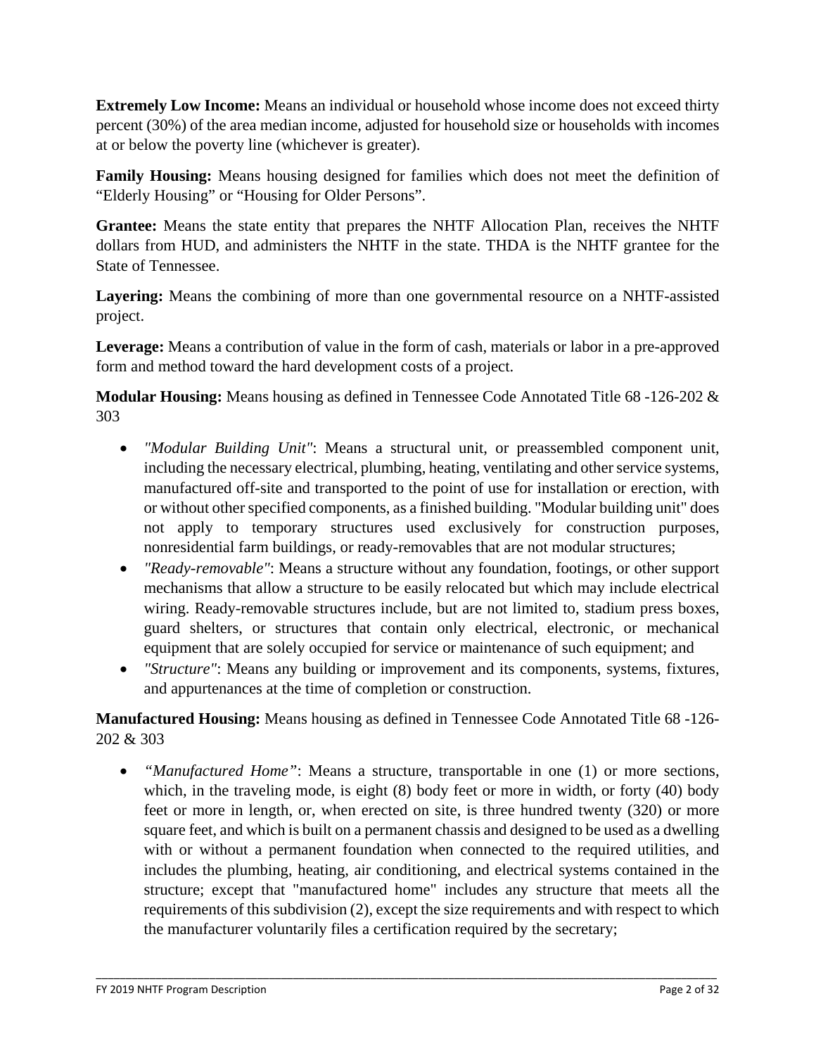**Extremely Low Income:** Means an individual or household whose income does not exceed thirty percent (30%) of the area median income, adjusted for household size or households with incomes at or below the poverty line (whichever is greater).

**Family Housing:** Means housing designed for families which does not meet the definition of "Elderly Housing" or "Housing for Older Persons".

**Grantee:** Means the state entity that prepares the NHTF Allocation Plan, receives the NHTF dollars from HUD, and administers the NHTF in the state. THDA is the NHTF grantee for the State of Tennessee.

**Layering:** Means the combining of more than one governmental resource on a NHTF-assisted project.

**Leverage:** Means a contribution of value in the form of cash, materials or labor in a pre-approved form and method toward the hard development costs of a project.

**Modular Housing:** Means housing as defined in Tennessee Code Annotated Title 68 -126-202 & 303

- *"Modular Building Unit"*: Means a structural unit, or preassembled component unit, including the necessary electrical, plumbing, heating, ventilating and other service systems, manufactured off-site and transported to the point of use for installation or erection, with or without other specified components, as a finished building. "Modular building unit" does not apply to temporary structures used exclusively for construction purposes, nonresidential farm buildings, or ready-removables that are not modular structures;
- *"Ready-removable"*: Means a structure without any foundation, footings, or other support mechanisms that allow a structure to be easily relocated but which may include electrical wiring. Ready-removable structures include, but are not limited to, stadium press boxes, guard shelters, or structures that contain only electrical, electronic, or mechanical equipment that are solely occupied for service or maintenance of such equipment; and
- *"Structure"*: Means any building or improvement and its components, systems, fixtures, and appurtenances at the time of completion or construction.

**Manufactured Housing:** Means housing as defined in Tennessee Code Annotated Title 68 -126-202 & 303

- *"Manufactured Home"*: Means a structure, transportable in one (1) or more sections, which, in the traveling mode, is eight (8) body feet or more in width, or forty (40) body feet or more in length, or, when erected on site, is three hundred twenty (320) or more square feet, and which is built on a permanent chassis and designed to be used as a dwelling with or without a permanent foundation when connected to the required utilities, and includes the plumbing, heating, air conditioning, and electrical systems contained in the structure; except that "manufactured home" includes any structure that meets all the requirements of this subdivision (2), except the size requirements and with respect to which the manufacturer voluntarily files a certification required by the secretary;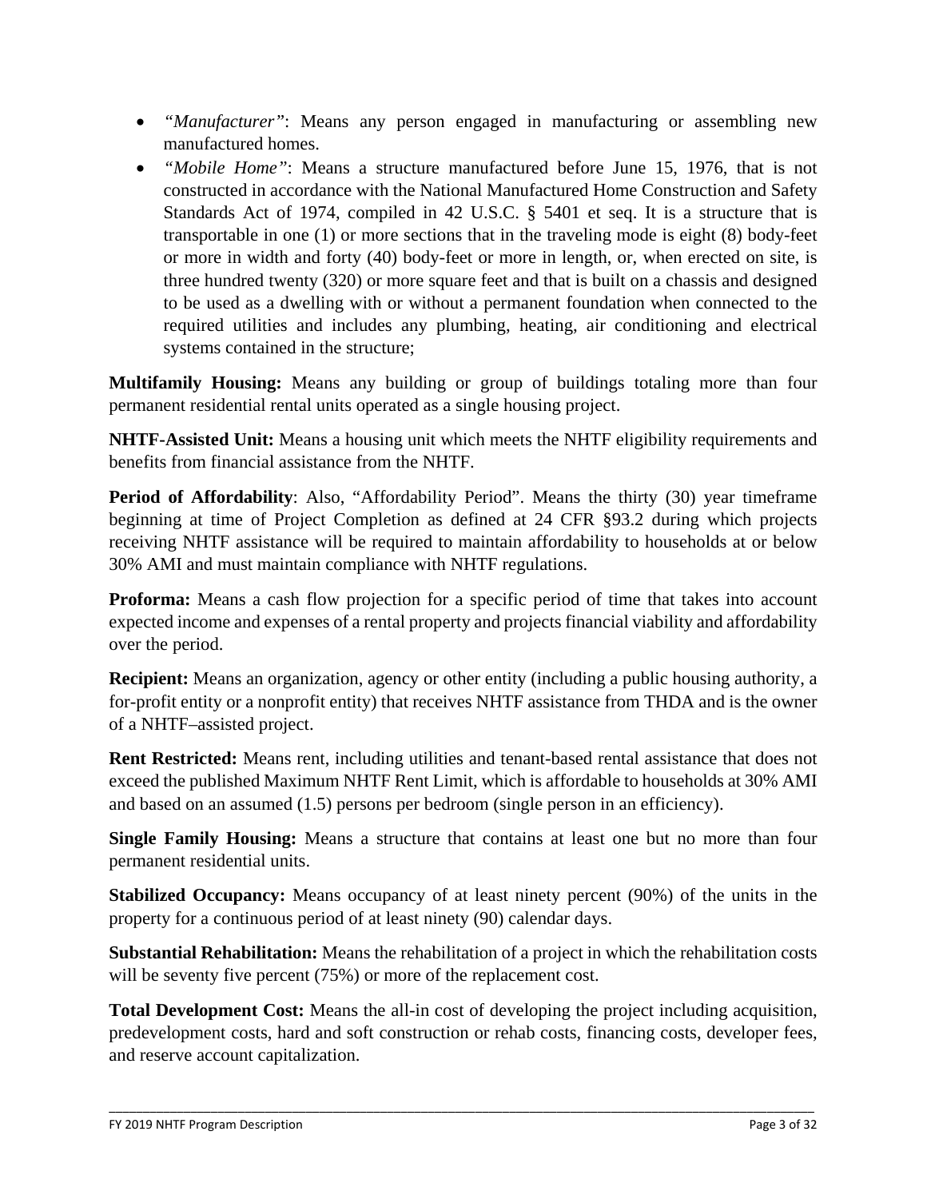- *"Manufacturer"*: Means any person engaged in manufacturing or assembling new manufactured homes.
- *"Mobile Home"*: Means a structure manufactured before June 15, 1976, that is not constructed in accordance with the National Manufactured Home Construction and Safety Standards Act of 1974, compiled in 42 U.S.C. § 5401 et seq. It is a structure that is transportable in one (1) or more sections that in the traveling mode is eight (8) body-feet or more in width and forty (40) body-feet or more in length, or, when erected on site, is three hundred twenty (320) or more square feet and that is built on a chassis and designed to be used as a dwelling with or without a permanent foundation when connected to the required utilities and includes any plumbing, heating, air conditioning and electrical systems contained in the structure;

**Multifamily Housing:** Means any building or group of buildings totaling more than four permanent residential rental units operated as a single housing project.

**NHTF-Assisted Unit:** Means a housing unit which meets the NHTF eligibility requirements and benefits from financial assistance from the NHTF.

**Period of Affordability**: Also, "Affordability Period". Means the thirty (30) year timeframe beginning at time of Project Completion as defined at 24 CFR §93.2 during which projects receiving NHTF assistance will be required to maintain affordability to households at or below 30% AMI and must maintain compliance with NHTF regulations.

**Proforma:** Means a cash flow projection for a specific period of time that takes into account expected income and expenses of a rental property and projects financial viability and affordability over the period.

**Recipient:** Means an organization, agency or other entity (including a public housing authority, a for-profit entity or a nonprofit entity) that receives NHTF assistance from THDA and is the owner of a NHTF–assisted project.

**Rent Restricted:** Means rent, including utilities and tenant-based rental assistance that does not exceed the published Maximum NHTF Rent Limit, which is affordable to households at 30% AMI and based on an assumed (1.5) persons per bedroom (single person in an efficiency).

**Single Family Housing:** Means a structure that contains at least one but no more than four permanent residential units.

**Stabilized Occupancy:** Means occupancy of at least ninety percent (90%) of the units in the property for a continuous period of at least ninety (90) calendar days.

**Substantial Rehabilitation:** Means the rehabilitation of a project in which the rehabilitation costs will be seventy five percent (75%) or more of the replacement cost.

**Total Development Cost:** Means the all-in cost of developing the project including acquisition, predevelopment costs, hard and soft construction or rehab costs, financing costs, developer fees, and reserve account capitalization.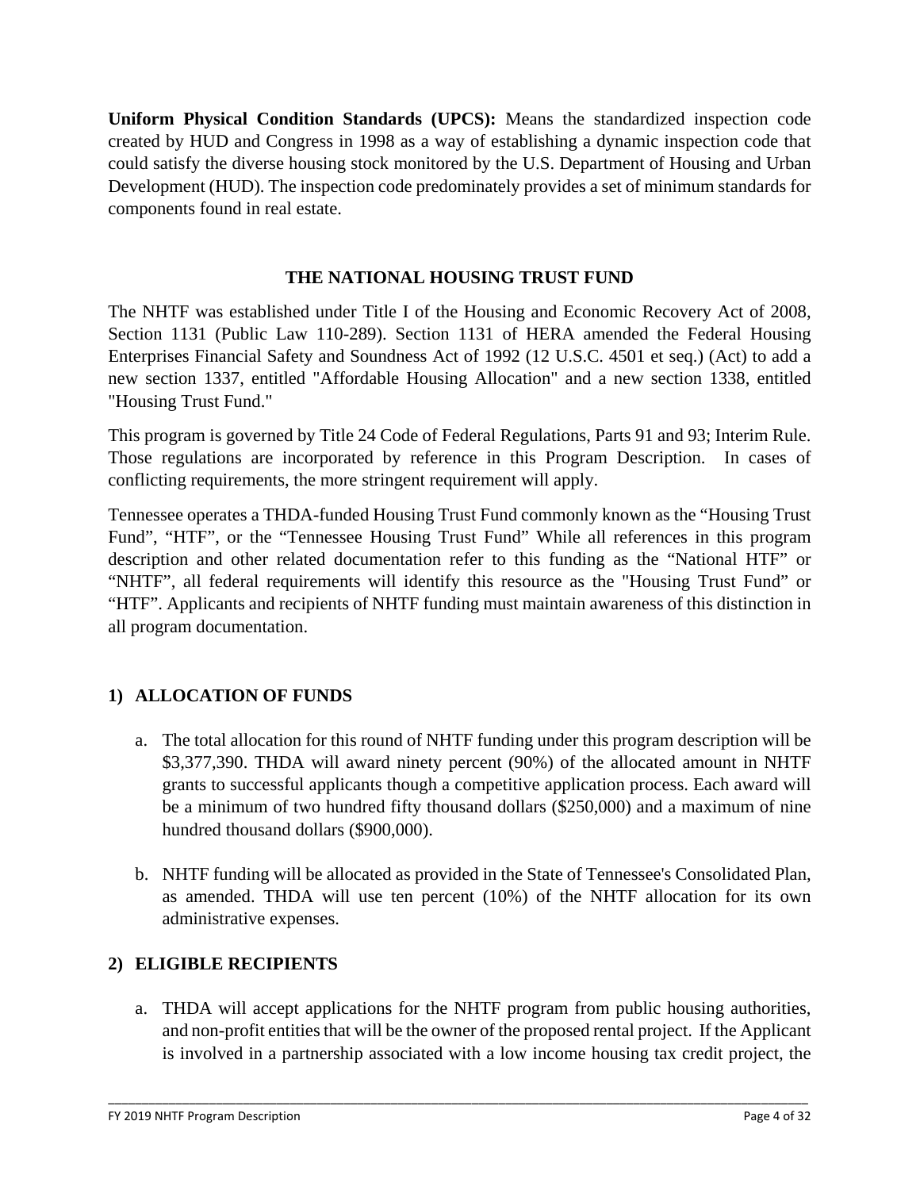**Uniform Physical Condition Standards (UPCS):** Means the standardized inspection code created by HUD and Congress in 1998 as a way of establishing a dynamic inspection code that could satisfy the diverse housing stock monitored by the U.S. Department of Housing and Urban Development (HUD). The inspection code predominately provides a set of minimum standards for components found in real estate.

## THE NATIONAL HOUSING TRUST FUND

The NHTF was established under Title I of the Housing and Economic Recovery Act of 2008, Section 1131 (Public Law 110-289). Section 1131 of HERA amended the Federal Housing Enterprises Financial Safety and Soundness Act of 1992 (12 U.S.C. 4501 et seq.) (Act) to add a new section 1337, entitled "Affordable Housing Allocation" and a new section 1338, entitled "Housing Trust Fund."

This program is governed by Title 24 Code of Federal Regulations, Parts 91 and 93; Interim Rule. Those regulations are incorporated by reference in this Program Description. In cases of conflicting requirements, the more stringent requirement will apply.

Tennessee operates a THDA-funded Housing Trust Fund commonly known as the "Housing Trust Fund", "HTF", or the "Tennessee Housing Trust Fund" While all references in this program description and other related documentation refer to this funding as the "National HTF" or "NHTF", all federal requirements will identify this resource as the "Housing Trust Fund" or "HTF". Applicants and recipients of NHTF funding must maintain awareness of this distinction in all program documentation.

## 1) ALLOCATION OF FUNDS

a. The total allocation for this round of NHTF funding under this program description will be $3,377,390. THDA will award ninety percent (90%) of the allocated amount in NHTF grants to successful applicants though a competitive application process. Each award will be a minimum of two hundred fifty thousand dollars ($250,000) and a maximum of nine hundred thousand dollars ($900,000).

b. NHTF funding will be allocated as provided in the State of Tennessee's Consolidated Plan, as amended. THDA will use ten percent (10%) of the NHTF allocation for its own administrative expenses.

## 2) ELIGIBLE RECIPIENTS

a. THDA will accept applications for the NHTF program from public housing authorities, and non-profit entities that will be the owner of the proposed rental project. If the Applicant is involved in a partnership associated with a low income housing tax credit project, the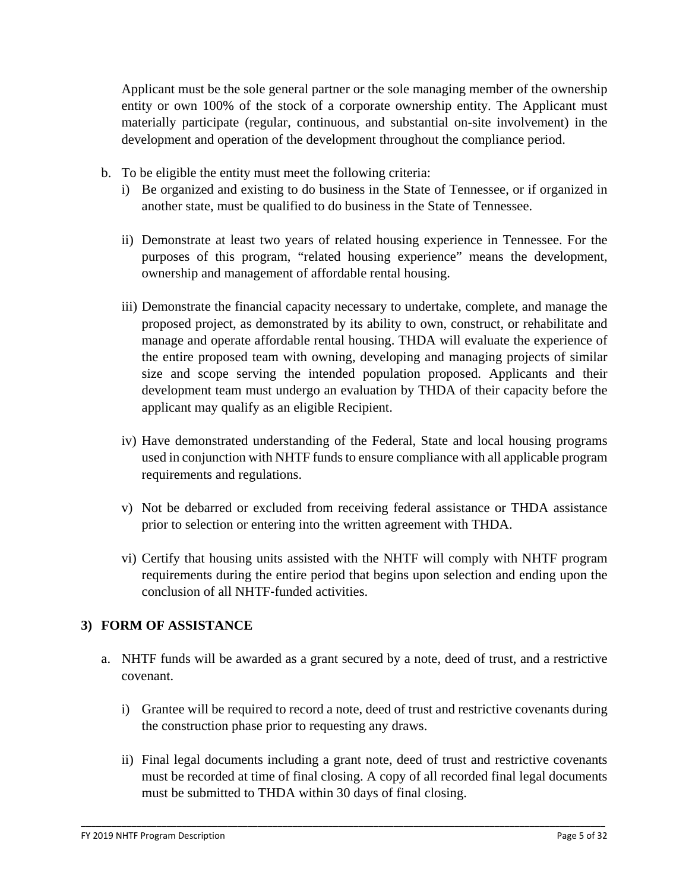Applicant must be the sole general partner or the sole managing member of the ownership entity or own 100% of the stock of a corporate ownership entity. The Applicant must materially participate (regular, continuous, and substantial on-site involvement) in the development and operation of the development throughout the compliance period.

b. To be eligible the entity must meet the following criteria:
   i) Be organized and existing to do business in the State of Tennessee, or if organized in another state, must be qualified to do business in the State of Tennessee.

   ii) Demonstrate at least two years of related housing experience in Tennessee. For the purposes of this program, "related housing experience" means the development, ownership and management of affordable rental housing.

   iii) Demonstrate the financial capacity necessary to undertake, complete, and manage the proposed project, as demonstrated by its ability to own, construct, or rehabilitate and manage and operate affordable rental housing. THDA will evaluate the experience of the entire proposed team with owning, developing and managing projects of similar size and scope serving the intended population proposed. Applicants and their development team must undergo an evaluation by THDA of their capacity before the applicant may qualify as an eligible Recipient.

   iv) Have demonstrated understanding of the Federal, State and local housing programs used in conjunction with NHTF funds to ensure compliance with all applicable program requirements and regulations.

   v) Not be debarred or excluded from receiving federal assistance or THDA assistance prior to selection or entering into the written agreement with THDA.

   vi) Certify that housing units assisted with the NHTF will comply with NHTF program requirements during the entire period that begins upon selection and ending upon the conclusion of all NHTF-funded activities.

## 3) FORM OF ASSISTANCE

a. NHTF funds will be awarded as a grant secured by a note, deed of trust, and a restrictive covenant.

   i) Grantee will be required to record a note, deed of trust and restrictive covenants during the construction phase prior to requesting any draws.

   ii) Final legal documents including a grant note, deed of trust and restrictive covenants must be recorded at time of final closing. A copy of all recorded final legal documents must be submitted to THDA within 30 days of final closing.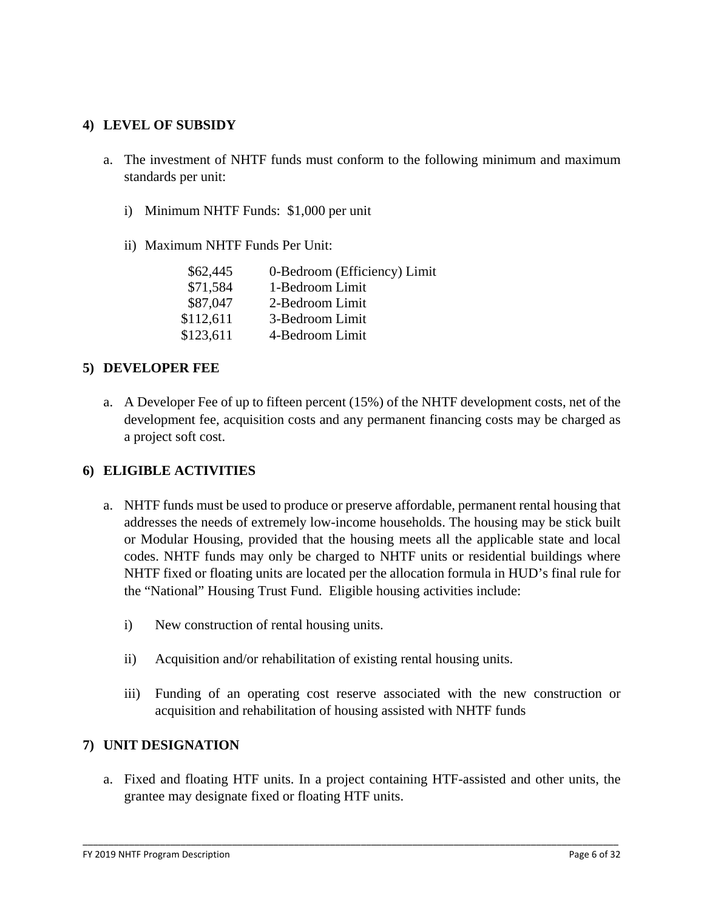## 4) LEVEL OF SUBSIDY

a. The investment of NHTF funds must conform to the following minimum and maximum standards per unit:

   i) Minimum NHTF Funds: $1,000 per unit

   ii) Maximum NHTF Funds Per Unit:

| | |
|---|---|
| $62,445 | 0-Bedroom (Efficiency) Limit |
| $71,584 | 1-Bedroom Limit |
| $87,047 | 2-Bedroom Limit |
| $112,611 | 3-Bedroom Limit |
| $123,611 | 4-Bedroom Limit |

## 5) DEVELOPER FEE

a. A Developer Fee of up to fifteen percent (15%) of the NHTF development costs, net of the development fee, acquisition costs and any permanent financing costs may be charged as a project soft cost.

## 6) ELIGIBLE ACTIVITIES

a. NHTF funds must be used to produce or preserve affordable, permanent rental housing that addresses the needs of extremely low-income households. The housing may be stick built or Modular Housing, provided that the housing meets all the applicable state and local codes. NHTF funds may only be charged to NHTF units or residential buildings where NHTF fixed or floating units are located per the allocation formula in HUD's final rule for the "National" Housing Trust Fund. Eligible housing activities include:

   i) New construction of rental housing units.

   ii) Acquisition and/or rehabilitation of existing rental housing units.

   iii) Funding of an operating cost reserve associated with the new construction or acquisition and rehabilitation of housing assisted with NHTF funds

## 7) UNIT DESIGNATION

a. Fixed and floating HTF units. In a project containing HTF-assisted and other units, the grantee may designate fixed or floating HTF units.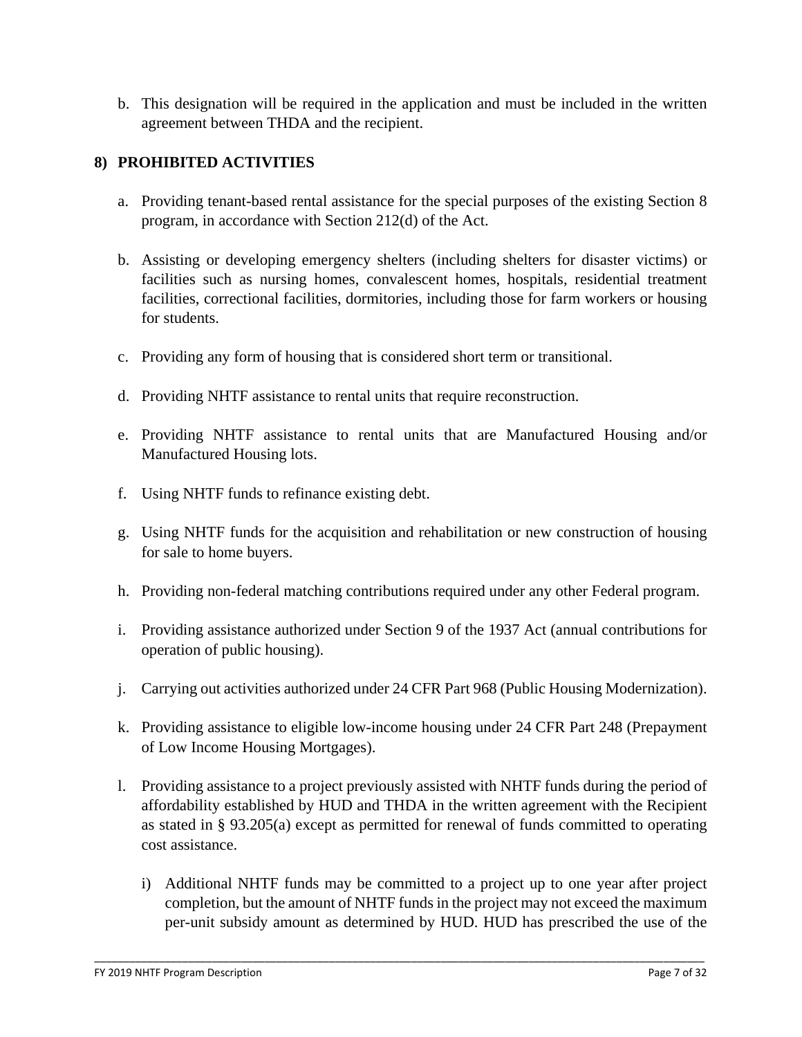b. This designation will be required in the application and must be included in the written agreement between THDA and the recipient.

## 8) PROHIBITED ACTIVITIES

a. Providing tenant-based rental assistance for the special purposes of the existing Section 8 program, in accordance with Section 212(d) of the Act.

b. Assisting or developing emergency shelters (including shelters for disaster victims) or facilities such as nursing homes, convalescent homes, hospitals, residential treatment facilities, correctional facilities, dormitories, including those for farm workers or housing for students.

c. Providing any form of housing that is considered short term or transitional.

d. Providing NHTF assistance to rental units that require reconstruction.

e. Providing NHTF assistance to rental units that are Manufactured Housing and/or Manufactured Housing lots.

f. Using NHTF funds to refinance existing debt.

g. Using NHTF funds for the acquisition and rehabilitation or new construction of housing for sale to home buyers.

h. Providing non-federal matching contributions required under any other Federal program.

i. Providing assistance authorized under Section 9 of the 1937 Act (annual contributions for operation of public housing).

j. Carrying out activities authorized under 24 CFR Part 968 (Public Housing Modernization).

k. Providing assistance to eligible low-income housing under 24 CFR Part 248 (Prepayment of Low Income Housing Mortgages).

l. Providing assistance to a project previously assisted with NHTF funds during the period of affordability established by HUD and THDA in the written agreement with the Recipient as stated in § 93.205(a) except as permitted for renewal of funds committed to operating cost assistance.

   i) Additional NHTF funds may be committed to a project up to one year after project completion, but the amount of NHTF funds in the project may not exceed the maximum per-unit subsidy amount as determined by HUD. HUD has prescribed the use of the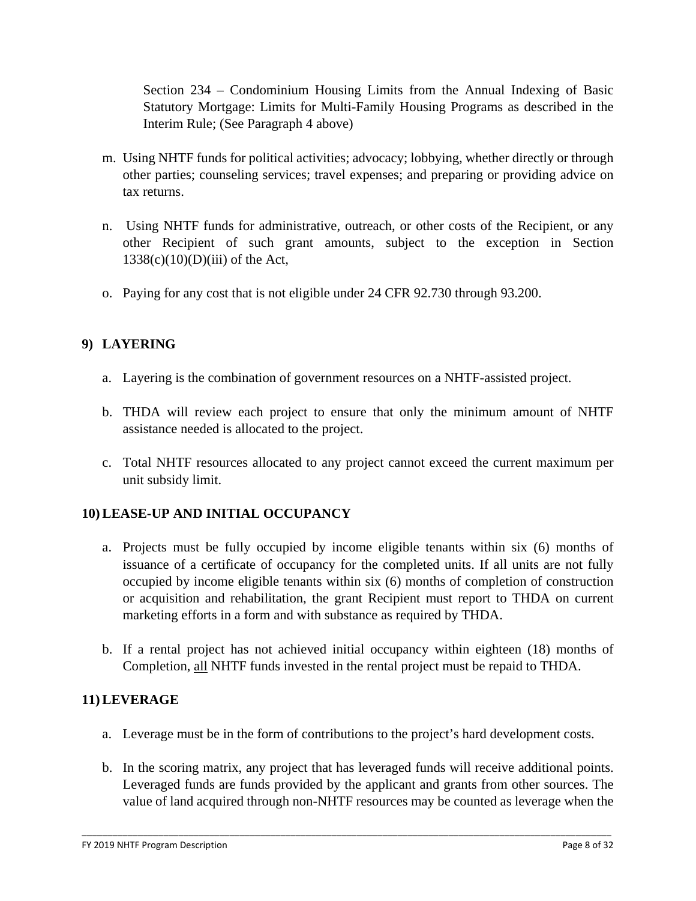Section 234 – Condominium Housing Limits from the Annual Indexing of Basic Statutory Mortgage: Limits for Multi-Family Housing Programs as described in the Interim Rule; (See Paragraph 4 above)

m. Using NHTF funds for political activities; advocacy; lobbying, whether directly or through other parties; counseling services; travel expenses; and preparing or providing advice on tax returns.

n. Using NHTF funds for administrative, outreach, or other costs of the Recipient, or any other Recipient of such grant amounts, subject to the exception in Section 1338(c)(10)(D)(iii) of the Act,

o. Paying for any cost that is not eligible under 24 CFR 92.730 through 93.200.

## 9) LAYERING

a. Layering is the combination of government resources on a NHTF-assisted project.

b. THDA will review each project to ensure that only the minimum amount of NHTF assistance needed is allocated to the project.

c. Total NHTF resources allocated to any project cannot exceed the current maximum per unit subsidy limit.

## 10) LEASE-UP AND INITIAL OCCUPANCY

a. Projects must be fully occupied by income eligible tenants within six (6) months of issuance of a certificate of occupancy for the completed units. If all units are not fully occupied by income eligible tenants within six (6) months of completion of construction or acquisition and rehabilitation, the grant Recipient must report to THDA on current marketing efforts in a form and with substance as required by THDA.

b. If a rental project has not achieved initial occupancy within eighteen (18) months of Completion, all NHTF funds invested in the rental project must be repaid to THDA.

## 11) LEVERAGE

a. Leverage must be in the form of contributions to the project's hard development costs.

b. In the scoring matrix, any project that has leveraged funds will receive additional points. Leveraged funds are funds provided by the applicant and grants from other sources. The value of land acquired through non-NHTF resources may be counted as leverage when the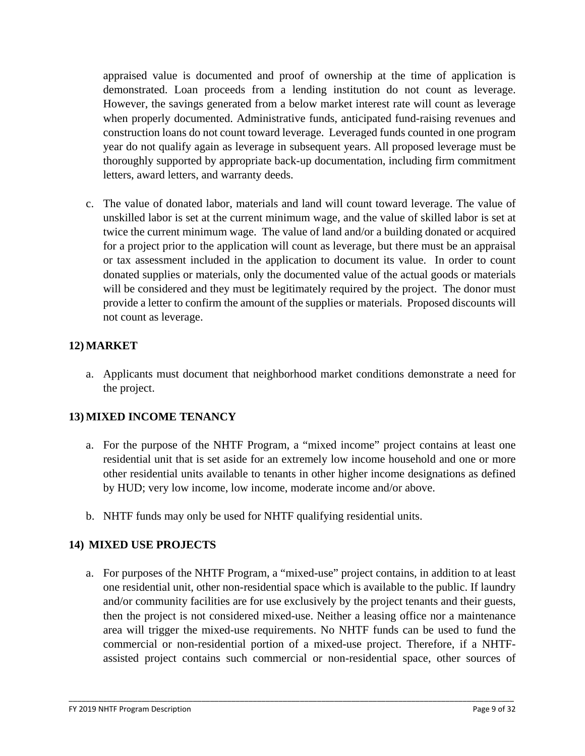appraised value is documented and proof of ownership at the time of application is demonstrated. Loan proceeds from a lending institution do not count as leverage. However, the savings generated from a below market interest rate will count as leverage when properly documented. Administrative funds, anticipated fund-raising revenues and construction loans do not count toward leverage. Leveraged funds counted in one program year do not qualify again as leverage in subsequent years. All proposed leverage must be thoroughly supported by appropriate back-up documentation, including firm commitment letters, award letters, and warranty deeds.

c. The value of donated labor, materials and land will count toward leverage. The value of unskilled labor is set at the current minimum wage, and the value of skilled labor is set at twice the current minimum wage. The value of land and/or a building donated or acquired for a project prior to the application will count as leverage, but there must be an appraisal or tax assessment included in the application to document its value. In order to count donated supplies or materials, only the documented value of the actual goods or materials will be considered and they must be legitimately required by the project. The donor must provide a letter to confirm the amount of the supplies or materials. Proposed discounts will not count as leverage.

## 12) MARKET

a. Applicants must document that neighborhood market conditions demonstrate a need for the project.

## 13) MIXED INCOME TENANCY

a. For the purpose of the NHTF Program, a "mixed income" project contains at least one residential unit that is set aside for an extremely low income household and one or more other residential units available to tenants in other higher income designations as defined by HUD; very low income, low income, moderate income and/or above.

b. NHTF funds may only be used for NHTF qualifying residential units.

## 14) MIXED USE PROJECTS

a. For purposes of the NHTF Program, a "mixed-use" project contains, in addition to at least one residential unit, other non-residential space which is available to the public. If laundry and/or community facilities are for use exclusively by the project tenants and their guests, then the project is not considered mixed-use. Neither a leasing office nor a maintenance area will trigger the mixed-use requirements. No NHTF funds can be used to fund the commercial or non-residential portion of a mixed-use project. Therefore, if a NHTF-assisted project contains such commercial or non-residential space, other sources of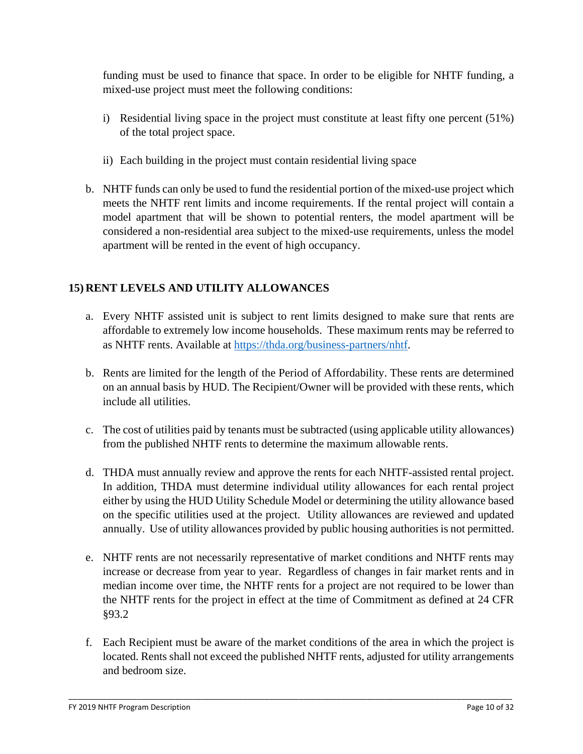funding must be used to finance that space. In order to be eligible for NHTF funding, a mixed-use project must meet the following conditions:

i) Residential living space in the project must constitute at least fifty one percent (51%) of the total project space.

ii) Each building in the project must contain residential living space

b. NHTF funds can only be used to fund the residential portion of the mixed-use project which meets the NHTF rent limits and income requirements. If the rental project will contain a model apartment that will be shown to potential renters, the model apartment will be considered a non-residential area subject to the mixed-use requirements, unless the model apartment will be rented in the event of high occupancy.

## 15) RENT LEVELS AND UTILITY ALLOWANCES

a. Every NHTF assisted unit is subject to rent limits designed to make sure that rents are affordable to extremely low income households. These maximum rents may be referred to as NHTF rents. Available at [https://thda.org/business-partners/nhtf](https://thda.org/business-partners/nhtf).

b. Rents are limited for the length of the Period of Affordability. These rents are determined on an annual basis by HUD. The Recipient/Owner will be provided with these rents, which include all utilities.

c. The cost of utilities paid by tenants must be subtracted (using applicable utility allowances) from the published NHTF rents to determine the maximum allowable rents.

d. THDA must annually review and approve the rents for each NHTF-assisted rental project. In addition, THDA must determine individual utility allowances for each rental project either by using the HUD Utility Schedule Model or determining the utility allowance based on the specific utilities used at the project. Utility allowances are reviewed and updated annually. Use of utility allowances provided by public housing authorities is not permitted.

e. NHTF rents are not necessarily representative of market conditions and NHTF rents may increase or decrease from year to year. Regardless of changes in fair market rents and in median income over time, the NHTF rents for a project are not required to be lower than the NHTF rents for the project in effect at the time of Commitment as defined at 24 CFR §93.2

f. Each Recipient must be aware of the market conditions of the area in which the project is located. Rents shall not exceed the published NHTF rents, adjusted for utility arrangements and bedroom size.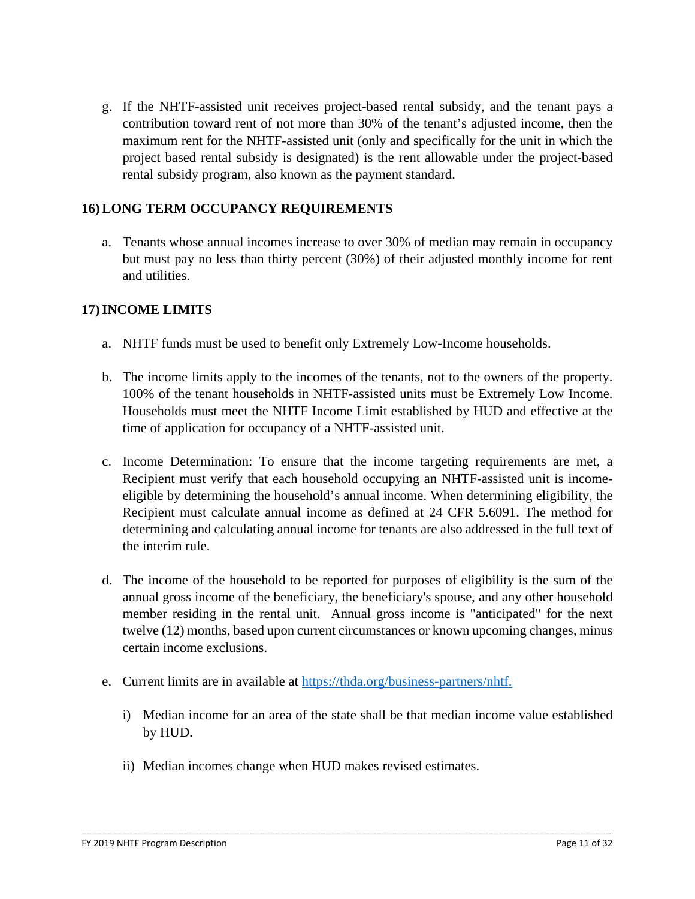g. If the NHTF-assisted unit receives project-based rental subsidy, and the tenant pays a contribution toward rent of not more than 30% of the tenant's adjusted income, then the maximum rent for the NHTF-assisted unit (only and specifically for the unit in which the project based rental subsidy is designated) is the rent allowable under the project-based rental subsidy program, also known as the payment standard.

## 16) LONG TERM OCCUPANCY REQUIREMENTS

a. Tenants whose annual incomes increase to over 30% of median may remain in occupancy but must pay no less than thirty percent (30%) of their adjusted monthly income for rent and utilities.

## 17) INCOME LIMITS

a. NHTF funds must be used to benefit only Extremely Low-Income households.

b. The income limits apply to the incomes of the tenants, not to the owners of the property. 100% of the tenant households in NHTF-assisted units must be Extremely Low Income. Households must meet the NHTF Income Limit established by HUD and effective at the time of application for occupancy of a NHTF-assisted unit.

c. Income Determination: To ensure that the income targeting requirements are met, a Recipient must verify that each household occupying an NHTF-assisted unit is income-eligible by determining the household's annual income. When determining eligibility, the Recipient must calculate annual income as defined at 24 CFR 5.6091. The method for determining and calculating annual income for tenants are also addressed in the full text of the interim rule.

d. The income of the household to be reported for purposes of eligibility is the sum of the annual gross income of the beneficiary, the beneficiary's spouse, and any other household member residing in the rental unit. Annual gross income is "anticipated" for the next twelve (12) months, based upon current circumstances or known upcoming changes, minus certain income exclusions.

e. Current limits are in available at https://thda.org/business-partners/nhtf.

   i) Median income for an area of the state shall be that median income value established by HUD.

   ii) Median incomes change when HUD makes revised estimates.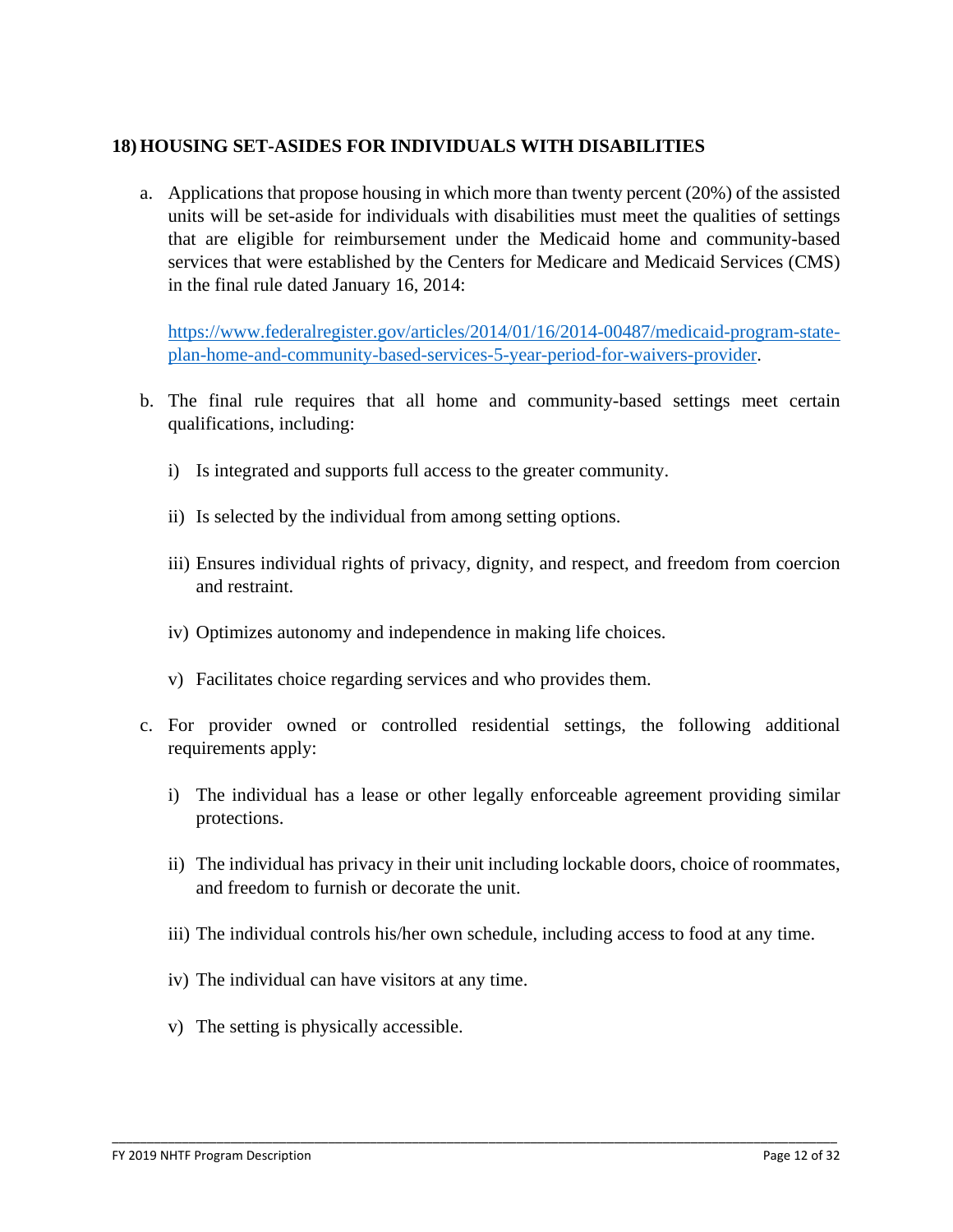## 18) HOUSING SET-ASIDES FOR INDIVIDUALS WITH DISABILITIES

a. Applications that propose housing in which more than twenty percent (20%) of the assisted units will be set-aside for individuals with disabilities must meet the qualities of settings that are eligible for reimbursement under the Medicaid home and community-based services that were established by the Centers for Medicare and Medicaid Services (CMS) in the final rule dated January 16, 2014:

   [https://www.federalregister.gov/articles/2014/01/16/2014-00487/medicaid-program-state-plan-home-and-community-based-services-5-year-period-for-waivers-provider](https://www.federalregister.gov/articles/2014/01/16/2014-00487/medicaid-program-state-plan-home-and-community-based-services-5-year-period-for-waivers-provider).

b. The final rule requires that all home and community-based settings meet certain qualifications, including:

   i) Is integrated and supports full access to the greater community.

   ii) Is selected by the individual from among setting options.

   iii) Ensures individual rights of privacy, dignity, and respect, and freedom from coercion and restraint.

   iv) Optimizes autonomy and independence in making life choices.

   v) Facilitates choice regarding services and who provides them.

c. For provider owned or controlled residential settings, the following additional requirements apply:

   i) The individual has a lease or other legally enforceable agreement providing similar protections.

   ii) The individual has privacy in their unit including lockable doors, choice of roommates, and freedom to furnish or decorate the unit.

   iii) The individual controls his/her own schedule, including access to food at any time.

   iv) The individual can have visitors at any time.

   v) The setting is physically accessible.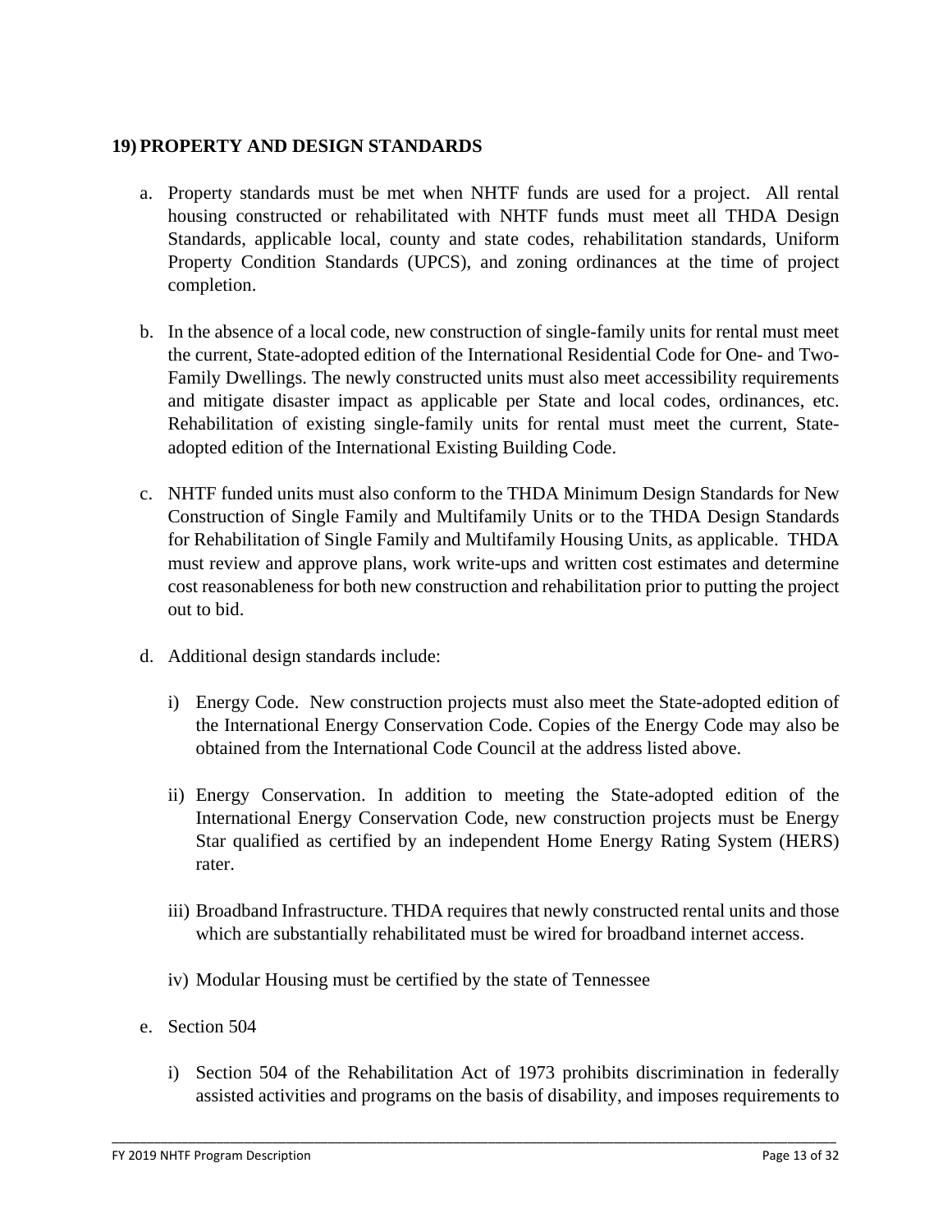## 19) PROPERTY AND DESIGN STANDARDS

a. Property standards must be met when NHTF funds are used for a project. All rental housing constructed or rehabilitated with NHTF funds must meet all THDA Design Standards, applicable local, county and state codes, rehabilitation standards, Uniform Property Condition Standards (UPCS), and zoning ordinances at the time of project completion.

b. In the absence of a local code, new construction of single-family units for rental must meet the current, State-adopted edition of the International Residential Code for One- and Two-Family Dwellings. The newly constructed units must also meet accessibility requirements and mitigate disaster impact as applicable per State and local codes, ordinances, etc. Rehabilitation of existing single-family units for rental must meet the current, State-adopted edition of the International Existing Building Code.

c. NHTF funded units must also conform to the THDA Minimum Design Standards for New Construction of Single Family and Multifamily Units or to the THDA Design Standards for Rehabilitation of Single Family and Multifamily Housing Units, as applicable. THDA must review and approve plans, work write-ups and written cost estimates and determine cost reasonableness for both new construction and rehabilitation prior to putting the project out to bid.

d. Additional design standards include:

   i) Energy Code. New construction projects must also meet the State-adopted edition of the International Energy Conservation Code. Copies of the Energy Code may also be obtained from the International Code Council at the address listed above.

   ii) Energy Conservation. In addition to meeting the State-adopted edition of the International Energy Conservation Code, new construction projects must be Energy Star qualified as certified by an independent Home Energy Rating System (HERS) rater.

   iii) Broadband Infrastructure. THDA requires that newly constructed rental units and those which are substantially rehabilitated must be wired for broadband internet access.

   iv) Modular Housing must be certified by the state of Tennessee

e. Section 504

   i) Section 504 of the Rehabilitation Act of 1973 prohibits discrimination in federally assisted activities and programs on the basis of disability, and imposes requirements to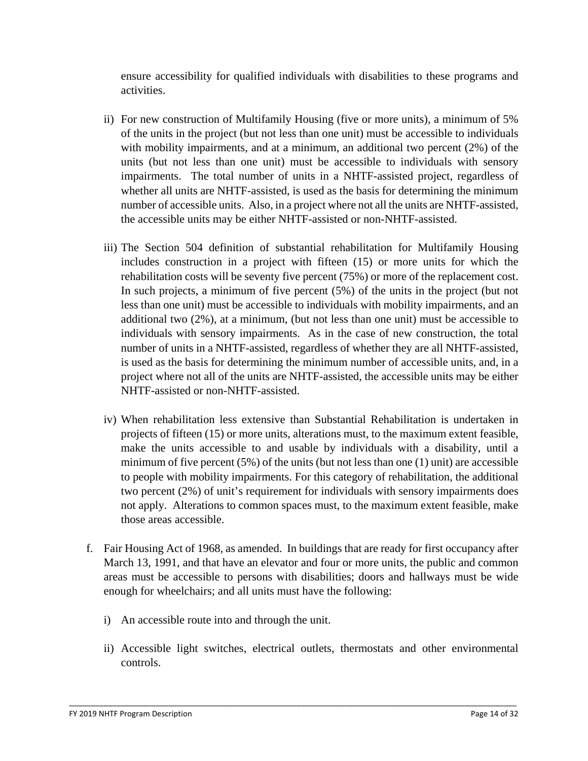ensure accessibility for qualified individuals with disabilities to these programs and activities.

ii) For new construction of Multifamily Housing (five or more units), a minimum of 5% of the units in the project (but not less than one unit) must be accessible to individuals with mobility impairments, and at a minimum, an additional two percent (2%) of the units (but not less than one unit) must be accessible to individuals with sensory impairments. The total number of units in a NHTF-assisted project, regardless of whether all units are NHTF-assisted, is used as the basis for determining the minimum number of accessible units. Also, in a project where not all the units are NHTF-assisted, the accessible units may be either NHTF-assisted or non-NHTF-assisted.

iii) The Section 504 definition of substantial rehabilitation for Multifamily Housing includes construction in a project with fifteen (15) or more units for which the rehabilitation costs will be seventy five percent (75%) or more of the replacement cost. In such projects, a minimum of five percent (5%) of the units in the project (but not less than one unit) must be accessible to individuals with mobility impairments, and an additional two (2%), at a minimum, (but not less than one unit) must be accessible to individuals with sensory impairments. As in the case of new construction, the total number of units in a NHTF-assisted, regardless of whether they are all NHTF-assisted, is used as the basis for determining the minimum number of accessible units, and, in a project where not all of the units are NHTF-assisted, the accessible units may be either NHTF-assisted or non-NHTF-assisted.

iv) When rehabilitation less extensive than Substantial Rehabilitation is undertaken in projects of fifteen (15) or more units, alterations must, to the maximum extent feasible, make the units accessible to and usable by individuals with a disability, until a minimum of five percent (5%) of the units (but not less than one (1) unit) are accessible to people with mobility impairments. For this category of rehabilitation, the additional two percent (2%) of unit's requirement for individuals with sensory impairments does not apply. Alterations to common spaces must, to the maximum extent feasible, make those areas accessible.

f. Fair Housing Act of 1968, as amended. In buildings that are ready for first occupancy after March 13, 1991, and that have an elevator and four or more units, the public and common areas must be accessible to persons with disabilities; doors and hallways must be wide enough for wheelchairs; and all units must have the following:

   i) An accessible route into and through the unit.

   ii) Accessible light switches, electrical outlets, thermostats and other environmental controls.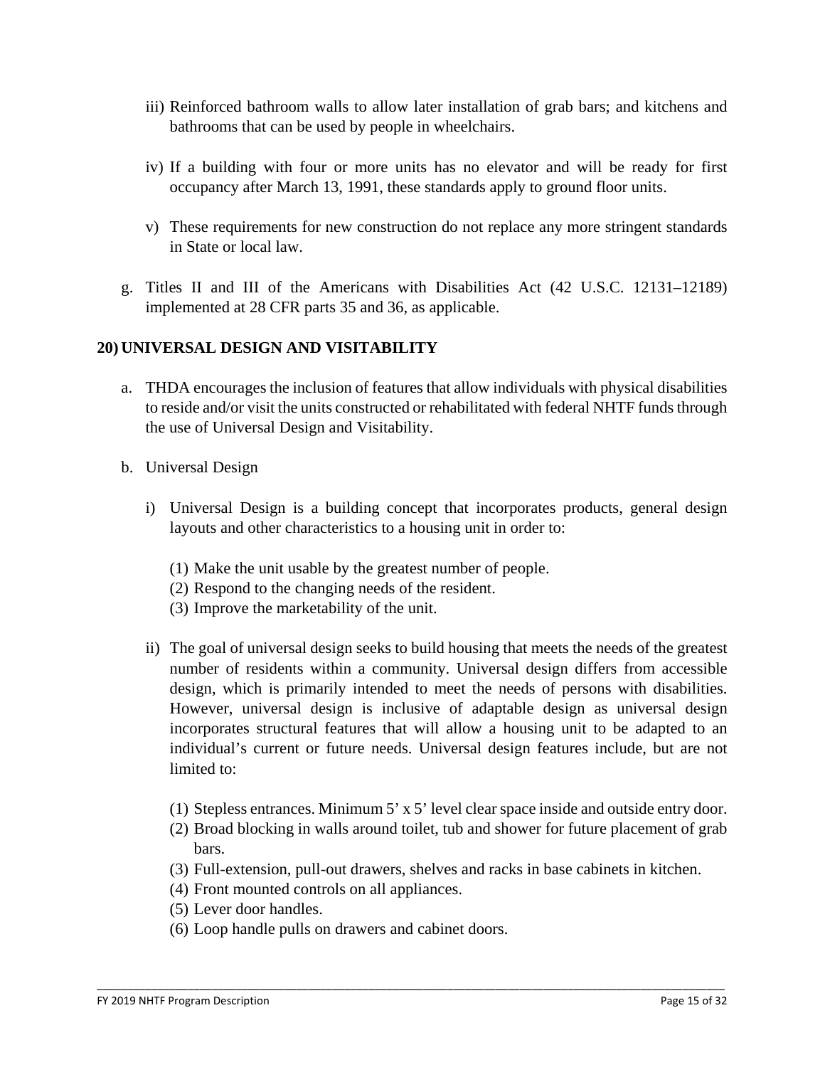iii) Reinforced bathroom walls to allow later installation of grab bars; and kitchens and bathrooms that can be used by people in wheelchairs.

iv) If a building with four or more units has no elevator and will be ready for first occupancy after March 13, 1991, these standards apply to ground floor units.

v) These requirements for new construction do not replace any more stringent standards in State or local law.

g. Titles II and III of the Americans with Disabilities Act (42 U.S.C. 12131–12189) implemented at 28 CFR parts 35 and 36, as applicable.

## 20) UNIVERSAL DESIGN AND VISITABILITY

a. THDA encourages the inclusion of features that allow individuals with physical disabilities to reside and/or visit the units constructed or rehabilitated with federal NHTF funds through the use of Universal Design and Visitability.

b. Universal Design

i) Universal Design is a building concept that incorporates products, general design layouts and other characteristics to a housing unit in order to:

(1) Make the unit usable by the greatest number of people.
(2) Respond to the changing needs of the resident.
(3) Improve the marketability of the unit.

ii) The goal of universal design seeks to build housing that meets the needs of the greatest number of residents within a community. Universal design differs from accessible design, which is primarily intended to meet the needs of persons with disabilities. However, universal design is inclusive of adaptable design as universal design incorporates structural features that will allow a housing unit to be adapted to an individual's current or future needs. Universal design features include, but are not limited to:

(1) Stepless entrances. Minimum 5' x 5' level clear space inside and outside entry door.
(2) Broad blocking in walls around toilet, tub and shower for future placement of grab bars.
(3) Full-extension, pull-out drawers, shelves and racks in base cabinets in kitchen.
(4) Front mounted controls on all appliances.
(5) Lever door handles.
(6) Loop handle pulls on drawers and cabinet doors.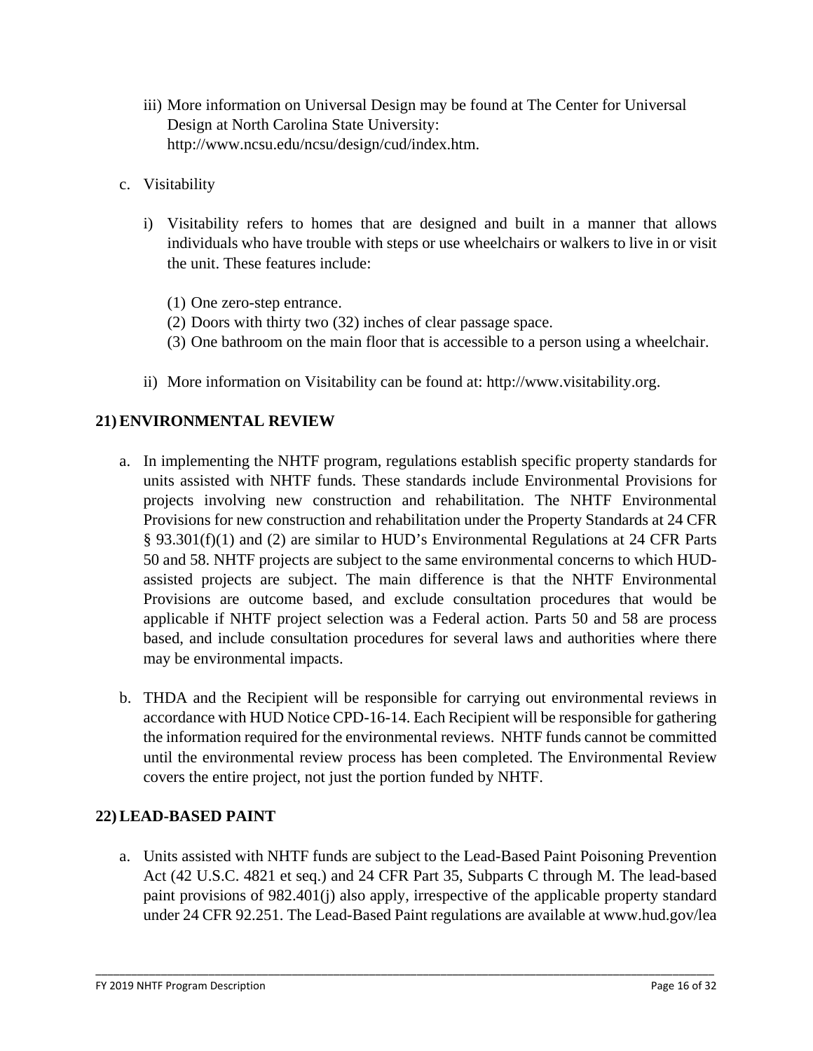iii) More information on Universal Design may be found at The Center for Universal Design at North Carolina State University: http://www.ncsu.edu/ncsu/design/cud/index.htm.

c. Visitability

   i) Visitability refers to homes that are designed and built in a manner that allows individuals who have trouble with steps or use wheelchairs or walkers to live in or visit the unit. These features include:

      (1) One zero-step entrance.
      (2) Doors with thirty two (32) inches of clear passage space.
      (3) One bathroom on the main floor that is accessible to a person using a wheelchair.

   ii) More information on Visitability can be found at: http://www.visitability.org.

## 21) ENVIRONMENTAL REVIEW

a. In implementing the NHTF program, regulations establish specific property standards for units assisted with NHTF funds. These standards include Environmental Provisions for projects involving new construction and rehabilitation. The NHTF Environmental Provisions for new construction and rehabilitation under the Property Standards at 24 CFR § 93.301(f)(1) and (2) are similar to HUD's Environmental Regulations at 24 CFR Parts 50 and 58. NHTF projects are subject to the same environmental concerns to which HUD-assisted projects are subject. The main difference is that the NHTF Environmental Provisions are outcome based, and exclude consultation procedures that would be applicable if NHTF project selection was a Federal action. Parts 50 and 58 are process based, and include consultation procedures for several laws and authorities where there may be environmental impacts.

b. THDA and the Recipient will be responsible for carrying out environmental reviews in accordance with HUD Notice CPD-16-14. Each Recipient will be responsible for gathering the information required for the environmental reviews. NHTF funds cannot be committed until the environmental review process has been completed. The Environmental Review covers the entire project, not just the portion funded by NHTF.

## 22) LEAD-BASED PAINT

a. Units assisted with NHTF funds are subject to the Lead-Based Paint Poisoning Prevention Act (42 U.S.C. 4821 et seq.) and 24 CFR Part 35, Subparts C through M. The lead-based paint provisions of 982.401(j) also apply, irrespective of the applicable property standard under 24 CFR 92.251. The Lead-Based Paint regulations are available at www.hud.gov/lea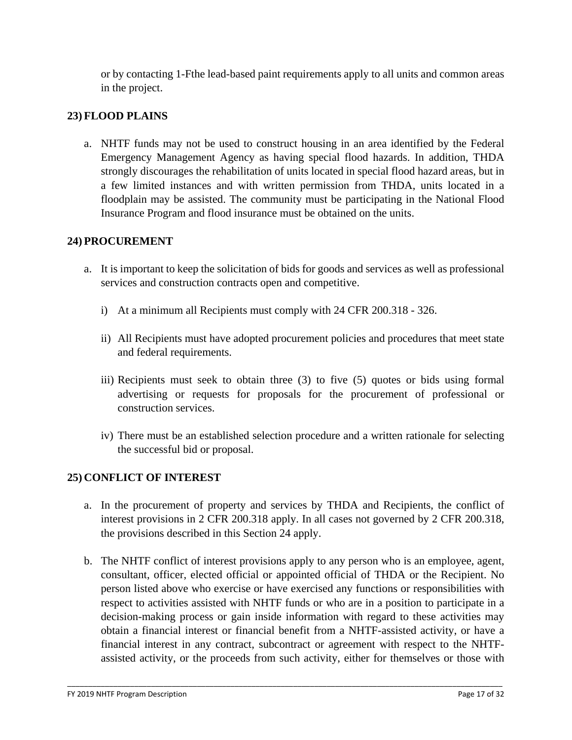or by contacting 1-Fthe lead-based paint requirements apply to all units and common areas in the project.

## 23) FLOOD PLAINS

a. NHTF funds may not be used to construct housing in an area identified by the Federal Emergency Management Agency as having special flood hazards. In addition, THDA strongly discourages the rehabilitation of units located in special flood hazard areas, but in a few limited instances and with written permission from THDA, units located in a floodplain may be assisted. The community must be participating in the National Flood Insurance Program and flood insurance must be obtained on the units.

## 24) PROCUREMENT

a. It is important to keep the solicitation of bids for goods and services as well as professional services and construction contracts open and competitive.

   i) At a minimum all Recipients must comply with 24 CFR 200.318 - 326.

   ii) All Recipients must have adopted procurement policies and procedures that meet state and federal requirements.

   iii) Recipients must seek to obtain three (3) to five (5) quotes or bids using formal advertising or requests for proposals for the procurement of professional or construction services.

   iv) There must be an established selection procedure and a written rationale for selecting the successful bid or proposal.

## 25) CONFLICT OF INTEREST

a. In the procurement of property and services by THDA and Recipients, the conflict of interest provisions in 2 CFR 200.318 apply. In all cases not governed by 2 CFR 200.318, the provisions described in this Section 24 apply.

b. The NHTF conflict of interest provisions apply to any person who is an employee, agent, consultant, officer, elected official or appointed official of THDA or the Recipient. No person listed above who exercise or have exercised any functions or responsibilities with respect to activities assisted with NHTF funds or who are in a position to participate in a decision-making process or gain inside information with regard to these activities may obtain a financial interest or financial benefit from a NHTF-assisted activity, or have a financial interest in any contract, subcontract or agreement with respect to the NHTF-assisted activity, or the proceeds from such activity, either for themselves or those with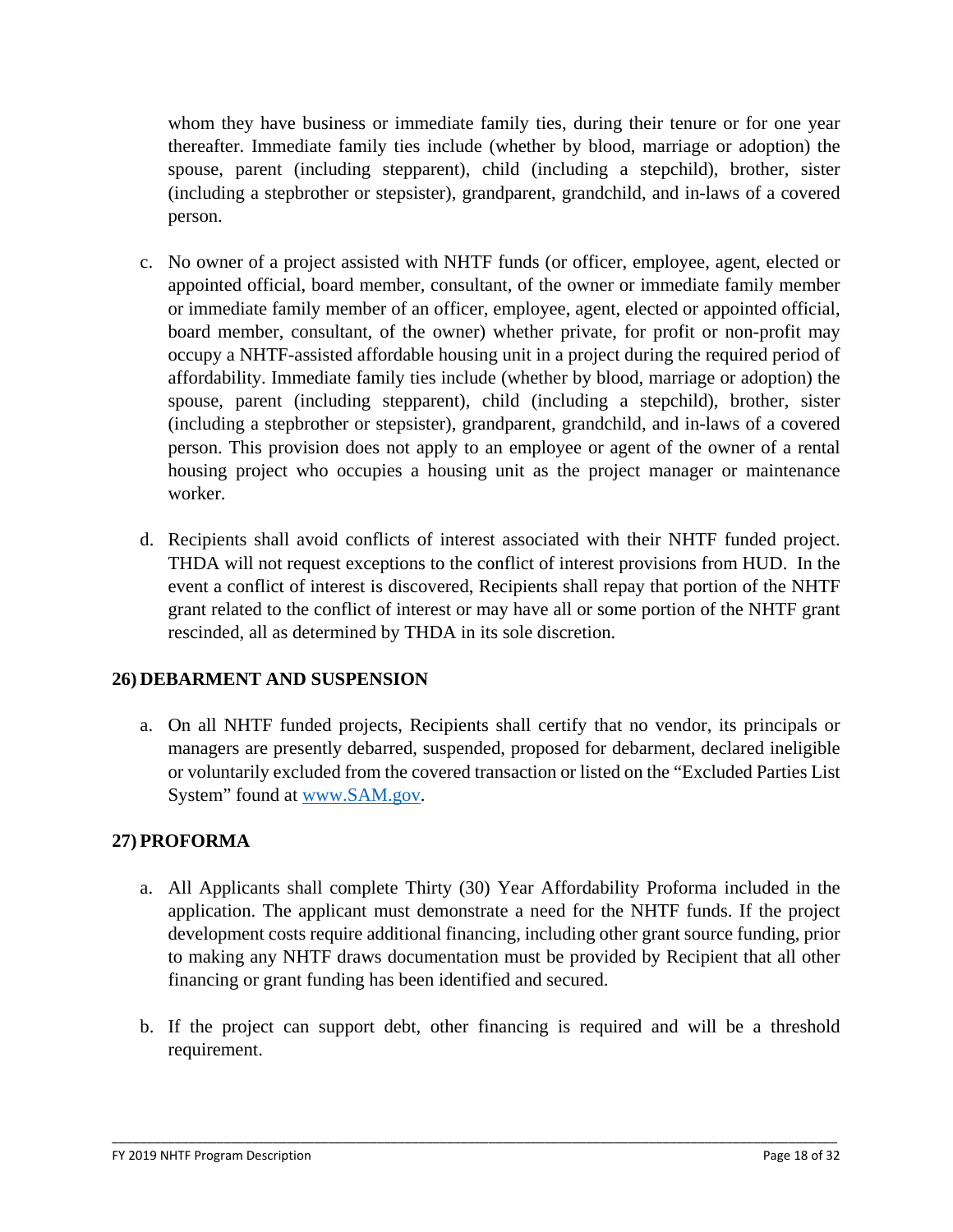whom they have business or immediate family ties, during their tenure or for one year thereafter. Immediate family ties include (whether by blood, marriage or adoption) the spouse, parent (including stepparent), child (including a stepchild), brother, sister (including a stepbrother or stepsister), grandparent, grandchild, and in-laws of a covered person.

c. No owner of a project assisted with NHTF funds (or officer, employee, agent, elected or appointed official, board member, consultant, of the owner or immediate family member or immediate family member of an officer, employee, agent, elected or appointed official, board member, consultant, of the owner) whether private, for profit or non-profit may occupy a NHTF-assisted affordable housing unit in a project during the required period of affordability. Immediate family ties include (whether by blood, marriage or adoption) the spouse, parent (including stepparent), child (including a stepchild), brother, sister (including a stepbrother or stepsister), grandparent, grandchild, and in-laws of a covered person. This provision does not apply to an employee or agent of the owner of a rental housing project who occupies a housing unit as the project manager or maintenance worker.

d. Recipients shall avoid conflicts of interest associated with their NHTF funded project. THDA will not request exceptions to the conflict of interest provisions from HUD. In the event a conflict of interest is discovered, Recipients shall repay that portion of the NHTF grant related to the conflict of interest or may have all or some portion of the NHTF grant rescinded, all as determined by THDA in its sole discretion.

## 26) DEBARMENT AND SUSPENSION

a. On all NHTF funded projects, Recipients shall certify that no vendor, its principals or managers are presently debarred, suspended, proposed for debarment, declared ineligible or voluntarily excluded from the covered transaction or listed on the "Excluded Parties List System" found at [www.SAM.gov](http://www.SAM.gov).

## 27) PROFORMA

a. All Applicants shall complete Thirty (30) Year Affordability Proforma included in the application. The applicant must demonstrate a need for the NHTF funds. If the project development costs require additional financing, including other grant source funding, prior to making any NHTF draws documentation must be provided by Recipient that all other financing or grant funding has been identified and secured.

b. If the project can support debt, other financing is required and will be a threshold requirement.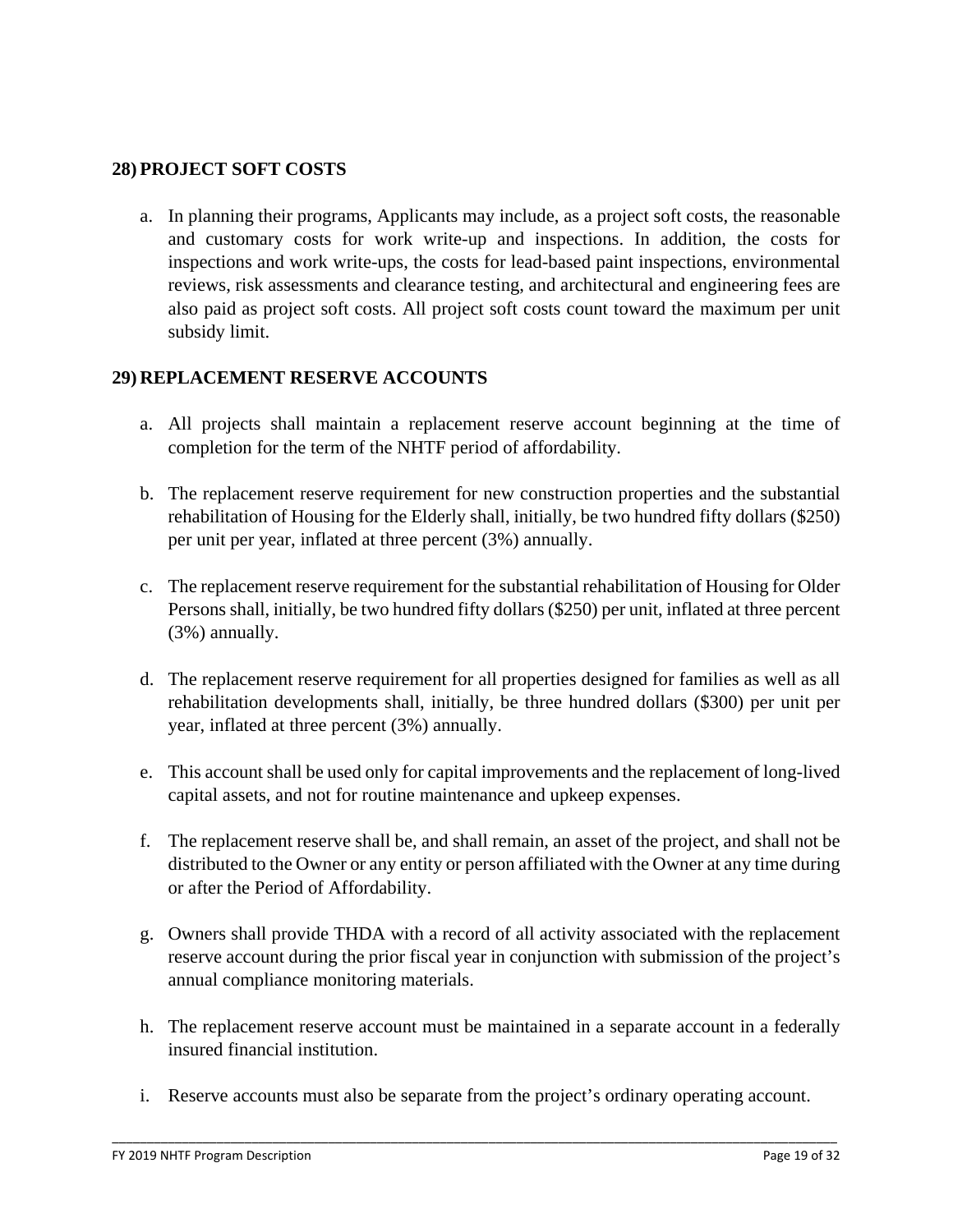## 28) PROJECT SOFT COSTS

a. In planning their programs, Applicants may include, as a project soft costs, the reasonable and customary costs for work write-up and inspections. In addition, the costs for inspections and work write-ups, the costs for lead-based paint inspections, environmental reviews, risk assessments and clearance testing, and architectural and engineering fees are also paid as project soft costs. All project soft costs count toward the maximum per unit subsidy limit.

## 29) REPLACEMENT RESERVE ACCOUNTS

a. All projects shall maintain a replacement reserve account beginning at the time of completion for the term of the NHTF period of affordability.

b. The replacement reserve requirement for new construction properties and the substantial rehabilitation of Housing for the Elderly shall, initially, be two hundred fifty dollars ($250) per unit per year, inflated at three percent (3%) annually.

c. The replacement reserve requirement for the substantial rehabilitation of Housing for Older Persons shall, initially, be two hundred fifty dollars ($250) per unit, inflated at three percent (3%) annually.

d. The replacement reserve requirement for all properties designed for families as well as all rehabilitation developments shall, initially, be three hundred dollars ($300) per unit per year, inflated at three percent (3%) annually.

e. This account shall be used only for capital improvements and the replacement of long-lived capital assets, and not for routine maintenance and upkeep expenses.

f. The replacement reserve shall be, and shall remain, an asset of the project, and shall not be distributed to the Owner or any entity or person affiliated with the Owner at any time during or after the Period of Affordability.

g. Owners shall provide THDA with a record of all activity associated with the replacement reserve account during the prior fiscal year in conjunction with submission of the project's annual compliance monitoring materials.

h. The replacement reserve account must be maintained in a separate account in a federally insured financial institution.

i. Reserve accounts must also be separate from the project's ordinary operating account.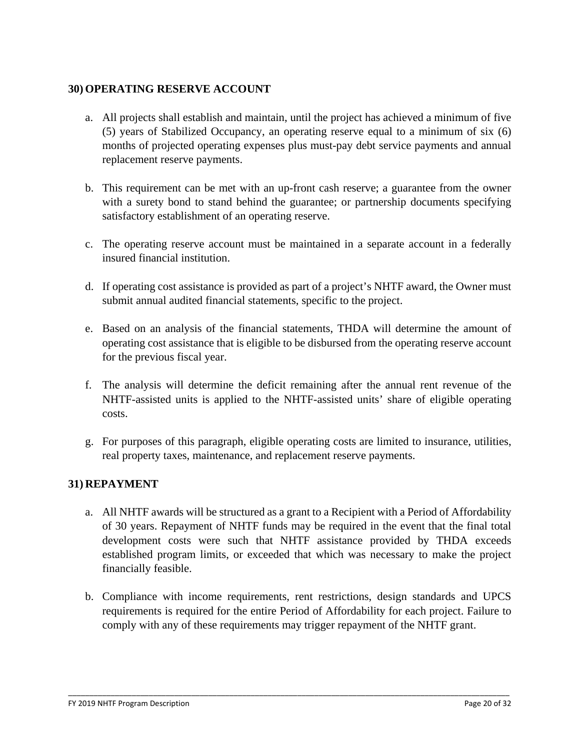## 30) OPERATING RESERVE ACCOUNT

a. All projects shall establish and maintain, until the project has achieved a minimum of five (5) years of Stabilized Occupancy, an operating reserve equal to a minimum of six (6) months of projected operating expenses plus must-pay debt service payments and annual replacement reserve payments.

b. This requirement can be met with an up-front cash reserve; a guarantee from the owner with a surety bond to stand behind the guarantee; or partnership documents specifying satisfactory establishment of an operating reserve.

c. The operating reserve account must be maintained in a separate account in a federally insured financial institution.

d. If operating cost assistance is provided as part of a project's NHTF award, the Owner must submit annual audited financial statements, specific to the project.

e. Based on an analysis of the financial statements, THDA will determine the amount of operating cost assistance that is eligible to be disbursed from the operating reserve account for the previous fiscal year.

f. The analysis will determine the deficit remaining after the annual rent revenue of the NHTF-assisted units is applied to the NHTF-assisted units' share of eligible operating costs.

g. For purposes of this paragraph, eligible operating costs are limited to insurance, utilities, real property taxes, maintenance, and replacement reserve payments.

## 31) REPAYMENT

a. All NHTF awards will be structured as a grant to a Recipient with a Period of Affordability of 30 years. Repayment of NHTF funds may be required in the event that the final total development costs were such that NHTF assistance provided by THDA exceeds established program limits, or exceeded that which was necessary to make the project financially feasible.

b. Compliance with income requirements, rent restrictions, design standards and UPCS requirements is required for the entire Period of Affordability for each project. Failure to comply with any of these requirements may trigger repayment of the NHTF grant.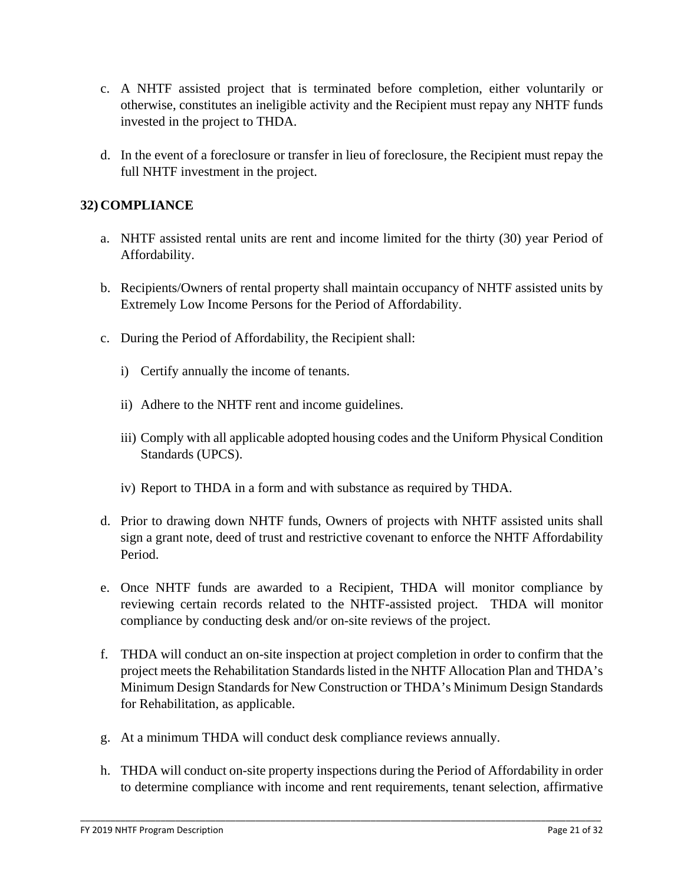c. A NHTF assisted project that is terminated before completion, either voluntarily or otherwise, constitutes an ineligible activity and the Recipient must repay any NHTF funds invested in the project to THDA.

d. In the event of a foreclosure or transfer in lieu of foreclosure, the Recipient must repay the full NHTF investment in the project.

## 32) COMPLIANCE

a. NHTF assisted rental units are rent and income limited for the thirty (30) year Period of Affordability.

b. Recipients/Owners of rental property shall maintain occupancy of NHTF assisted units by Extremely Low Income Persons for the Period of Affordability.

c. During the Period of Affordability, the Recipient shall:

   i) Certify annually the income of tenants.

   ii) Adhere to the NHTF rent and income guidelines.

   iii) Comply with all applicable adopted housing codes and the Uniform Physical Condition Standards (UPCS).

   iv) Report to THDA in a form and with substance as required by THDA.

d. Prior to drawing down NHTF funds, Owners of projects with NHTF assisted units shall sign a grant note, deed of trust and restrictive covenant to enforce the NHTF Affordability Period.

e. Once NHTF funds are awarded to a Recipient, THDA will monitor compliance by reviewing certain records related to the NHTF-assisted project. THDA will monitor compliance by conducting desk and/or on-site reviews of the project.

f. THDA will conduct an on-site inspection at project completion in order to confirm that the project meets the Rehabilitation Standards listed in the NHTF Allocation Plan and THDA's Minimum Design Standards for New Construction or THDA's Minimum Design Standards for Rehabilitation, as applicable.

g. At a minimum THDA will conduct desk compliance reviews annually.

h. THDA will conduct on-site property inspections during the Period of Affordability in order to determine compliance with income and rent requirements, tenant selection, affirmative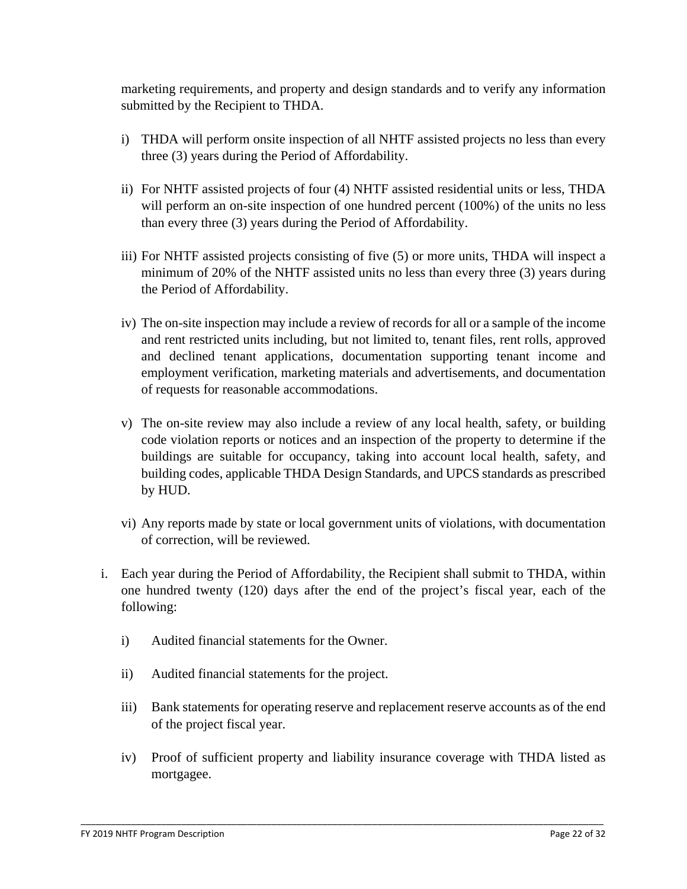marketing requirements, and property and design standards and to verify any information submitted by the Recipient to THDA.

- i) THDA will perform onsite inspection of all NHTF assisted projects no less than every three (3) years during the Period of Affordability.
- ii) For NHTF assisted projects of four (4) NHTF assisted residential units or less, THDA will perform an on-site inspection of one hundred percent (100%) of the units no less than every three (3) years during the Period of Affordability.
- iii) For NHTF assisted projects consisting of five (5) or more units, THDA will inspect a minimum of 20% of the NHTF assisted units no less than every three (3) years during the Period of Affordability.
- iv) The on-site inspection may include a review of records for all or a sample of the income and rent restricted units including, but not limited to, tenant files, rent rolls, approved and declined tenant applications, documentation supporting tenant income and employment verification, marketing materials and advertisements, and documentation of requests for reasonable accommodations.
- v) The on-site review may also include a review of any local health, safety, or building code violation reports or notices and an inspection of the property to determine if the buildings are suitable for occupancy, taking into account local health, safety, and building codes, applicable THDA Design Standards, and UPCS standards as prescribed by HUD.
- vi) Any reports made by state or local government units of violations, with documentation of correction, will be reviewed.

i. Each year during the Period of Affordability, the Recipient shall submit to THDA, within one hundred twenty (120) days after the end of the project's fiscal year, each of the following:

- i) Audited financial statements for the Owner.
- ii) Audited financial statements for the project.
- iii) Bank statements for operating reserve and replacement reserve accounts as of the end of the project fiscal year.
- iv) Proof of sufficient property and liability insurance coverage with THDA listed as mortgagee.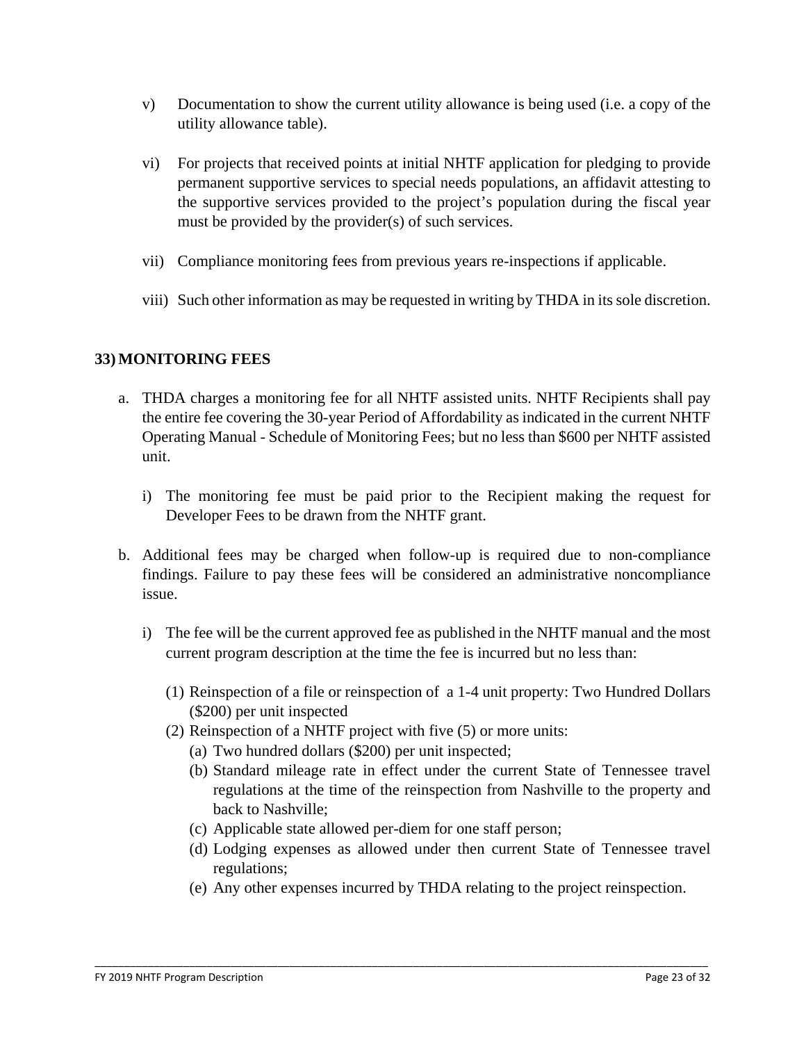v) Documentation to show the current utility allowance is being used (i.e. a copy of the utility allowance table).

vi) For projects that received points at initial NHTF application for pledging to provide permanent supportive services to special needs populations, an affidavit attesting to the supportive services provided to the project's population during the fiscal year must be provided by the provider(s) of such services.

vii) Compliance monitoring fees from previous years re-inspections if applicable.

viii) Such other information as may be requested in writing by THDA in its sole discretion.

## 33) MONITORING FEES

a. THDA charges a monitoring fee for all NHTF assisted units. NHTF Recipients shall pay the entire fee covering the 30-year Period of Affordability as indicated in the current NHTF Operating Manual - Schedule of Monitoring Fees; but no less than $600 per NHTF assisted unit.

   i) The monitoring fee must be paid prior to the Recipient making the request for Developer Fees to be drawn from the NHTF grant.

b. Additional fees may be charged when follow-up is required due to non-compliance findings. Failure to pay these fees will be considered an administrative noncompliance issue.

   i) The fee will be the current approved fee as published in the NHTF manual and the most current program description at the time the fee is incurred but no less than:

      (1) Reinspection of a file or reinspection of a 1-4 unit property: Two Hundred Dollars ($200) per unit inspected

      (2) Reinspection of a NHTF project with five (5) or more units:

         (a) Two hundred dollars ($200) per unit inspected;

         (b) Standard mileage rate in effect under the current State of Tennessee travel regulations at the time of the reinspection from Nashville to the property and back to Nashville;

         (c) Applicable state allowed per-diem for one staff person;

         (d) Lodging expenses as allowed under then current State of Tennessee travel regulations;

         (e) Any other expenses incurred by THDA relating to the project reinspection.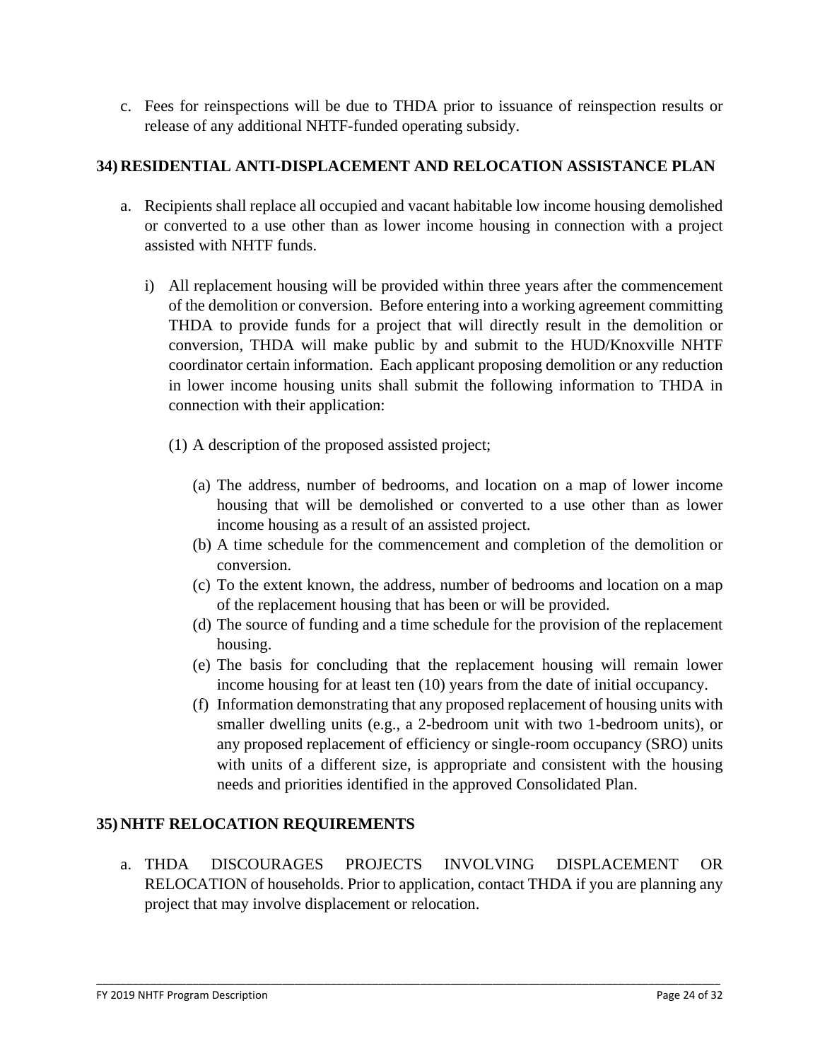c. Fees for reinspections will be due to THDA prior to issuance of reinspection results or release of any additional NHTF-funded operating subsidy.

## 34) RESIDENTIAL ANTI-DISPLACEMENT AND RELOCATION ASSISTANCE PLAN

a. Recipients shall replace all occupied and vacant habitable low income housing demolished or converted to a use other than as lower income housing in connection with a project assisted with NHTF funds.

   i) All replacement housing will be provided within three years after the commencement of the demolition or conversion. Before entering into a working agreement committing THDA to provide funds for a project that will directly result in the demolition or conversion, THDA will make public by and submit to the HUD/Knoxville NHTF coordinator certain information. Each applicant proposing demolition or any reduction in lower income housing units shall submit the following information to THDA in connection with their application:

      (1) A description of the proposed assisted project;

         (a) The address, number of bedrooms, and location on a map of lower income housing that will be demolished or converted to a use other than as lower income housing as a result of an assisted project.
         (b) A time schedule for the commencement and completion of the demolition or conversion.
         (c) To the extent known, the address, number of bedrooms and location on a map of the replacement housing that has been or will be provided.
         (d) The source of funding and a time schedule for the provision of the replacement housing.
         (e) The basis for concluding that the replacement housing will remain lower income housing for at least ten (10) years from the date of initial occupancy.
         (f) Information demonstrating that any proposed replacement of housing units with smaller dwelling units (e.g., a 2-bedroom unit with two 1-bedroom units), or any proposed replacement of efficiency or single-room occupancy (SRO) units with units of a different size, is appropriate and consistent with the housing needs and priorities identified in the approved Consolidated Plan.

## 35) NHTF RELOCATION REQUIREMENTS

a. THDA DISCOURAGES PROJECTS INVOLVING DISPLACEMENT OR RELOCATION of households. Prior to application, contact THDA if you are planning any project that may involve displacement or relocation.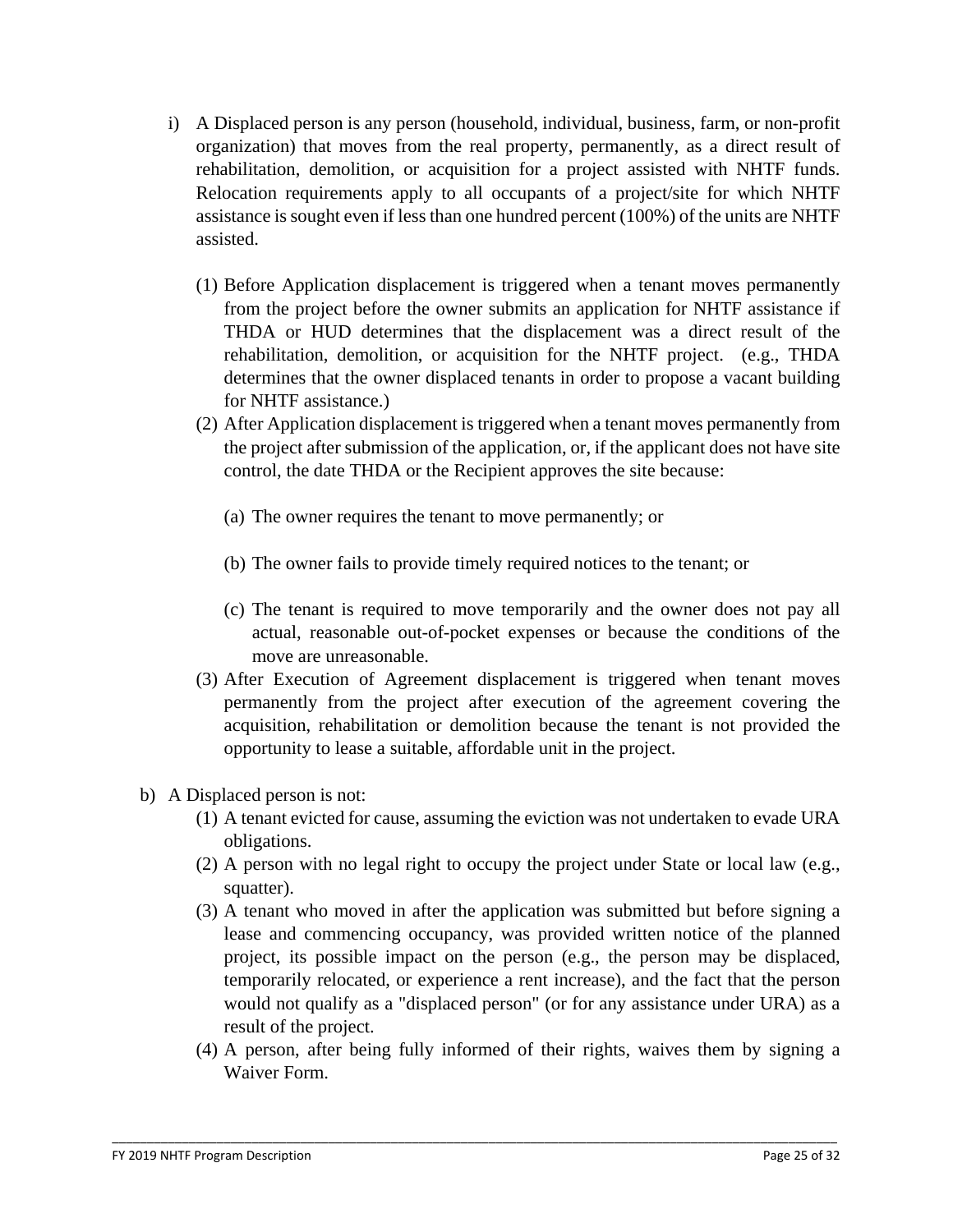i) A Displaced person is any person (household, individual, business, farm, or non-profit organization) that moves from the real property, permanently, as a direct result of rehabilitation, demolition, or acquisition for a project assisted with NHTF funds. Relocation requirements apply to all occupants of a project/site for which NHTF assistance is sought even if less than one hundred percent (100%) of the units are NHTF assisted.

   (1) Before Application displacement is triggered when a tenant moves permanently from the project before the owner submits an application for NHTF assistance if THDA or HUD determines that the displacement was a direct result of the rehabilitation, demolition, or acquisition for the NHTF project. (e.g., THDA determines that the owner displaced tenants in order to propose a vacant building for NHTF assistance.)

   (2) After Application displacement is triggered when a tenant moves permanently from the project after submission of the application, or, if the applicant does not have site control, the date THDA or the Recipient approves the site because:

      (a) The owner requires the tenant to move permanently; or

      (b) The owner fails to provide timely required notices to the tenant; or

      (c) The tenant is required to move temporarily and the owner does not pay all actual, reasonable out-of-pocket expenses or because the conditions of the move are unreasonable.

   (3) After Execution of Agreement displacement is triggered when tenant moves permanently from the project after execution of the agreement covering the acquisition, rehabilitation or demolition because the tenant is not provided the opportunity to lease a suitable, affordable unit in the project.

b) A Displaced person is not:

   (1) A tenant evicted for cause, assuming the eviction was not undertaken to evade URA obligations.

   (2) A person with no legal right to occupy the project under State or local law (e.g., squatter).

   (3) A tenant who moved in after the application was submitted but before signing a lease and commencing occupancy, was provided written notice of the planned project, its possible impact on the person (e.g., the person may be displaced, temporarily relocated, or experience a rent increase), and the fact that the person would not qualify as a "displaced person" (or for any assistance under URA) as a result of the project.

   (4) A person, after being fully informed of their rights, waives them by signing a Waiver Form.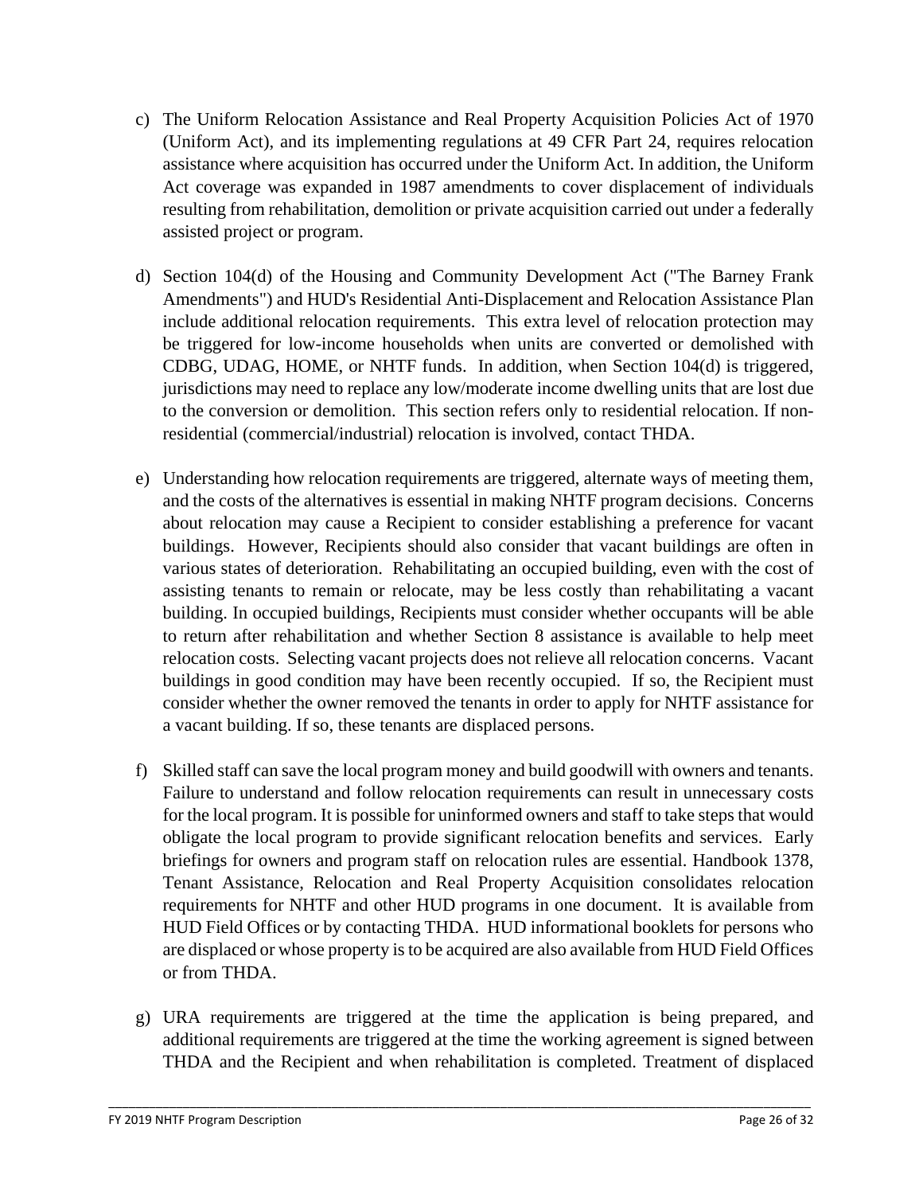c) The Uniform Relocation Assistance and Real Property Acquisition Policies Act of 1970 (Uniform Act), and its implementing regulations at 49 CFR Part 24, requires relocation assistance where acquisition has occurred under the Uniform Act. In addition, the Uniform Act coverage was expanded in 1987 amendments to cover displacement of individuals resulting from rehabilitation, demolition or private acquisition carried out under a federally assisted project or program.

d) Section 104(d) of the Housing and Community Development Act ("The Barney Frank Amendments") and HUD's Residential Anti-Displacement and Relocation Assistance Plan include additional relocation requirements. This extra level of relocation protection may be triggered for low-income households when units are converted or demolished with CDBG, UDAG, HOME, or NHTF funds. In addition, when Section 104(d) is triggered, jurisdictions may need to replace any low/moderate income dwelling units that are lost due to the conversion or demolition. This section refers only to residential relocation. If non-residential (commercial/industrial) relocation is involved, contact THDA.

e) Understanding how relocation requirements are triggered, alternate ways of meeting them, and the costs of the alternatives is essential in making NHTF program decisions. Concerns about relocation may cause a Recipient to consider establishing a preference for vacant buildings. However, Recipients should also consider that vacant buildings are often in various states of deterioration. Rehabilitating an occupied building, even with the cost of assisting tenants to remain or relocate, may be less costly than rehabilitating a vacant building. In occupied buildings, Recipients must consider whether occupants will be able to return after rehabilitation and whether Section 8 assistance is available to help meet relocation costs. Selecting vacant projects does not relieve all relocation concerns. Vacant buildings in good condition may have been recently occupied. If so, the Recipient must consider whether the owner removed the tenants in order to apply for NHTF assistance for a vacant building. If so, these tenants are displaced persons.

f) Skilled staff can save the local program money and build goodwill with owners and tenants. Failure to understand and follow relocation requirements can result in unnecessary costs for the local program. It is possible for uninformed owners and staff to take steps that would obligate the local program to provide significant relocation benefits and services. Early briefings for owners and program staff on relocation rules are essential. Handbook 1378, Tenant Assistance, Relocation and Real Property Acquisition consolidates relocation requirements for NHTF and other HUD programs in one document. It is available from HUD Field Offices or by contacting THDA. HUD informational booklets for persons who are displaced or whose property is to be acquired are also available from HUD Field Offices or from THDA.

g) URA requirements are triggered at the time the application is being prepared, and additional requirements are triggered at the time the working agreement is signed between THDA and the Recipient and when rehabilitation is completed. Treatment of displaced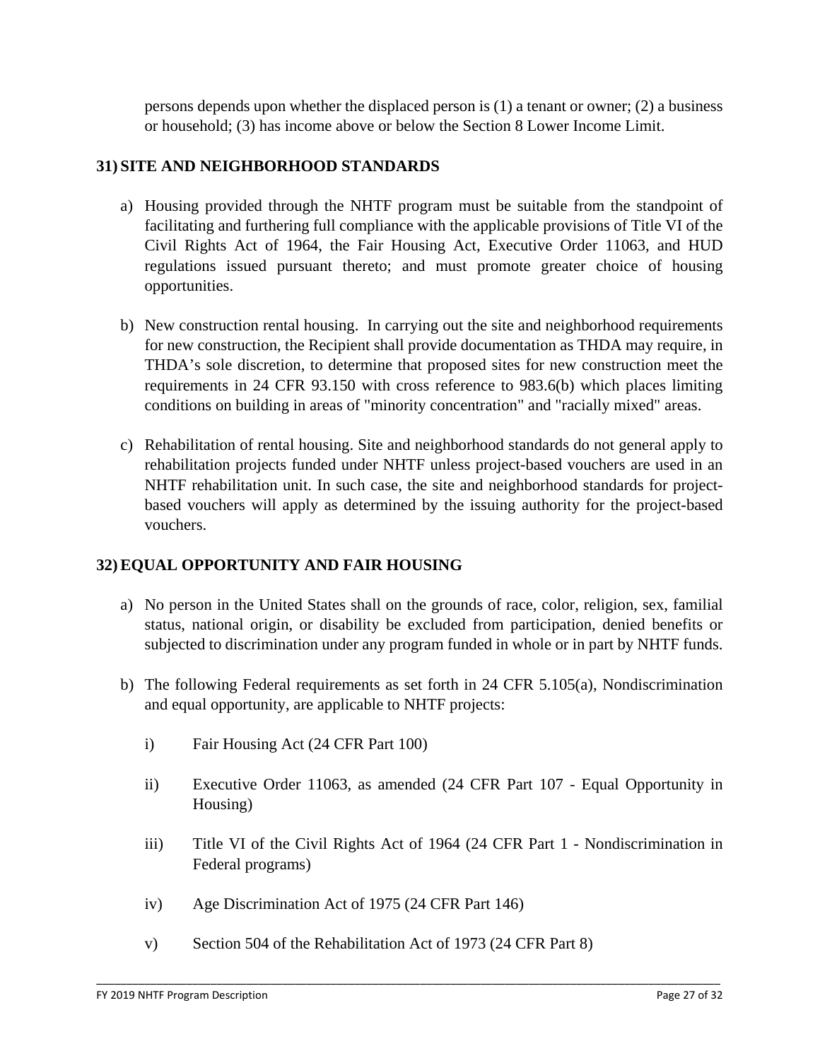persons depends upon whether the displaced person is (1) a tenant or owner; (2) a business or household; (3) has income above or below the Section 8 Lower Income Limit.

## 31) SITE AND NEIGHBORHOOD STANDARDS

a) Housing provided through the NHTF program must be suitable from the standpoint of facilitating and furthering full compliance with the applicable provisions of Title VI of the Civil Rights Act of 1964, the Fair Housing Act, Executive Order 11063, and HUD regulations issued pursuant thereto; and must promote greater choice of housing opportunities.

b) New construction rental housing. In carrying out the site and neighborhood requirements for new construction, the Recipient shall provide documentation as THDA may require, in THDA's sole discretion, to determine that proposed sites for new construction meet the requirements in 24 CFR 93.150 with cross reference to 983.6(b) which places limiting conditions on building in areas of "minority concentration" and "racially mixed" areas.

c) Rehabilitation of rental housing. Site and neighborhood standards do not general apply to rehabilitation projects funded under NHTF unless project-based vouchers are used in an NHTF rehabilitation unit. In such case, the site and neighborhood standards for project-based vouchers will apply as determined by the issuing authority for the project-based vouchers.

## 32) EQUAL OPPORTUNITY AND FAIR HOUSING

a) No person in the United States shall on the grounds of race, color, religion, sex, familial status, national origin, or disability be excluded from participation, denied benefits or subjected to discrimination under any program funded in whole or in part by NHTF funds.

b) The following Federal requirements as set forth in 24 CFR 5.105(a), Nondiscrimination and equal opportunity, are applicable to NHTF projects:

   i) Fair Housing Act (24 CFR Part 100)

   ii) Executive Order 11063, as amended (24 CFR Part 107 - Equal Opportunity in Housing)

   iii) Title VI of the Civil Rights Act of 1964 (24 CFR Part 1 - Nondiscrimination in Federal programs)

   iv) Age Discrimination Act of 1975 (24 CFR Part 146)

   v) Section 504 of the Rehabilitation Act of 1973 (24 CFR Part 8)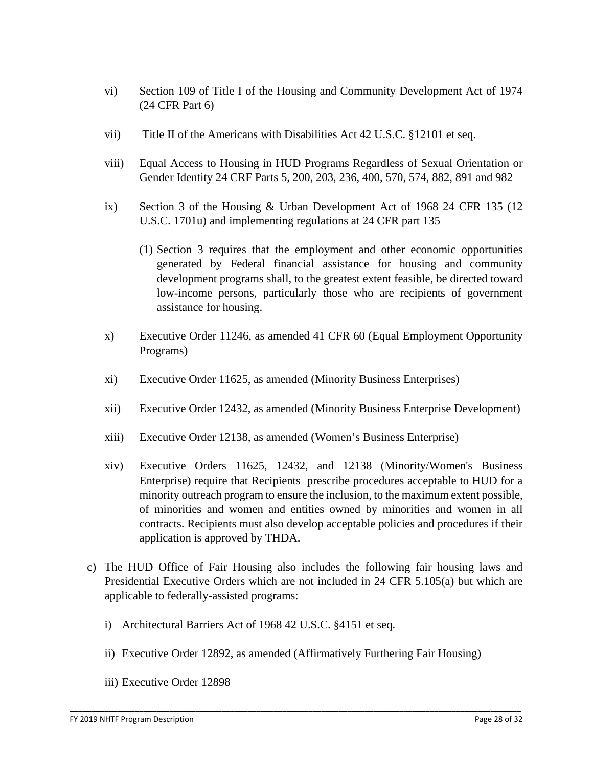vi) Section 109 of Title I of the Housing and Community Development Act of 1974 (24 CFR Part 6)

vii) Title II of the Americans with Disabilities Act 42 U.S.C. §12101 et seq.

viii) Equal Access to Housing in HUD Programs Regardless of Sexual Orientation or Gender Identity 24 CRF Parts 5, 200, 203, 236, 400, 570, 574, 882, 891 and 982

ix) Section 3 of the Housing & Urban Development Act of 1968 24 CFR 135 (12 U.S.C. 1701u) and implementing regulations at 24 CFR part 135

(1) Section 3 requires that the employment and other economic opportunities generated by Federal financial assistance for housing and community development programs shall, to the greatest extent feasible, be directed toward low-income persons, particularly those who are recipients of government assistance for housing.

x) Executive Order 11246, as amended 41 CFR 60 (Equal Employment Opportunity Programs)

xi) Executive Order 11625, as amended (Minority Business Enterprises)

xii) Executive Order 12432, as amended (Minority Business Enterprise Development)

xiii) Executive Order 12138, as amended (Women's Business Enterprise)

xiv) Executive Orders 11625, 12432, and 12138 (Minority/Women's Business Enterprise) require that Recipients prescribe procedures acceptable to HUD for a minority outreach program to ensure the inclusion, to the maximum extent possible, of minorities and women and entities owned by minorities and women in all contracts. Recipients must also develop acceptable policies and procedures if their application is approved by THDA.

c) The HUD Office of Fair Housing also includes the following fair housing laws and Presidential Executive Orders which are not included in 24 CFR 5.105(a) but which are applicable to federally-assisted programs:

i) Architectural Barriers Act of 1968 42 U.S.C. §4151 et seq.

ii) Executive Order 12892, as amended (Affirmatively Furthering Fair Housing)

iii) Executive Order 12898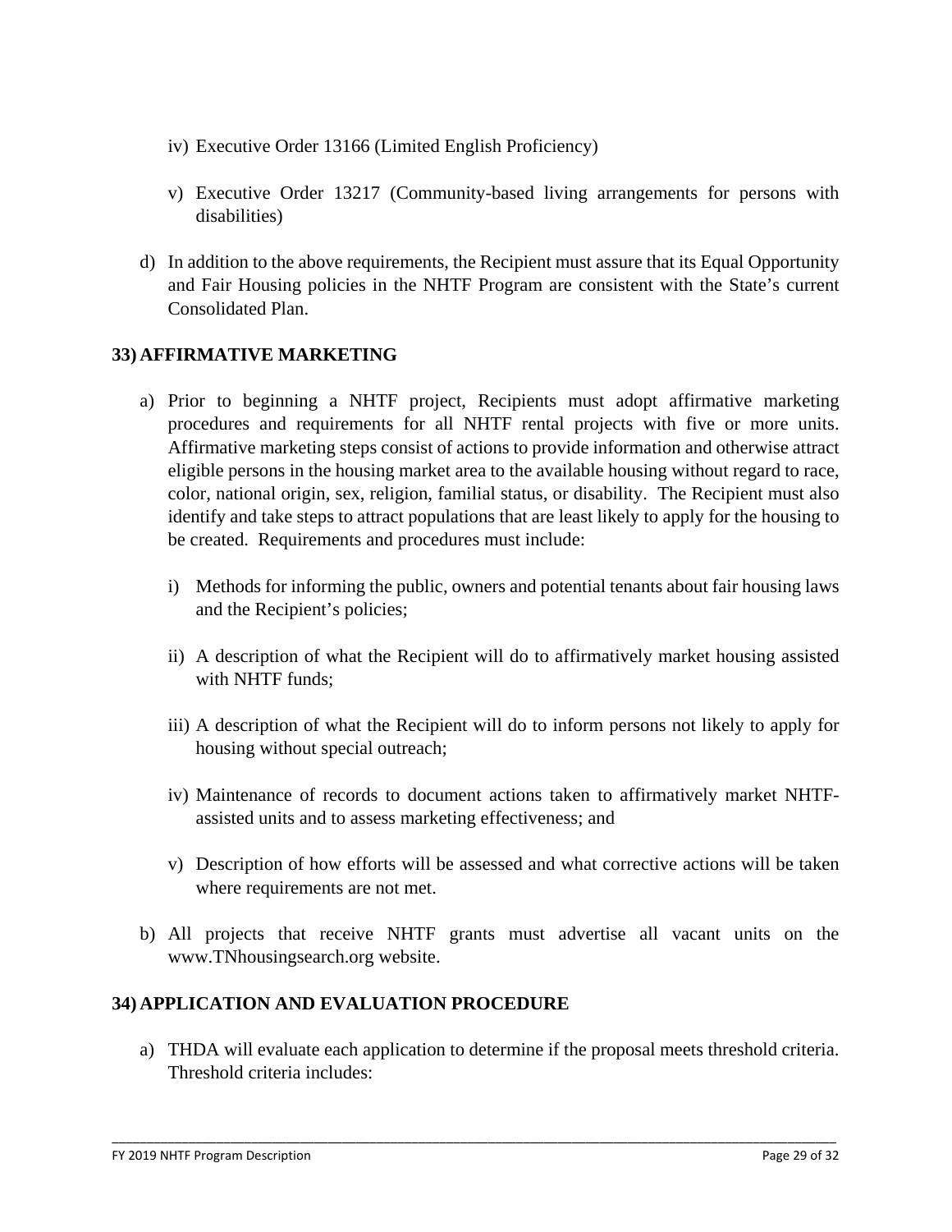iv) Executive Order 13166 (Limited English Proficiency)

v) Executive Order 13217 (Community-based living arrangements for persons with disabilities)

d) In addition to the above requirements, the Recipient must assure that its Equal Opportunity and Fair Housing policies in the NHTF Program are consistent with the State's current Consolidated Plan.

## 33) AFFIRMATIVE MARKETING

a) Prior to beginning a NHTF project, Recipients must adopt affirmative marketing procedures and requirements for all NHTF rental projects with five or more units. Affirmative marketing steps consist of actions to provide information and otherwise attract eligible persons in the housing market area to the available housing without regard to race, color, national origin, sex, religion, familial status, or disability. The Recipient must also identify and take steps to attract populations that are least likely to apply for the housing to be created. Requirements and procedures must include:

   i) Methods for informing the public, owners and potential tenants about fair housing laws and the Recipient's policies;

   ii) A description of what the Recipient will do to affirmatively market housing assisted with NHTF funds;

   iii) A description of what the Recipient will do to inform persons not likely to apply for housing without special outreach;

   iv) Maintenance of records to document actions taken to affirmatively market NHTF-assisted units and to assess marketing effectiveness; and

   v) Description of how efforts will be assessed and what corrective actions will be taken where requirements are not met.

b) All projects that receive NHTF grants must advertise all vacant units on the www.TNhousingsearch.org website.

## 34) APPLICATION AND EVALUATION PROCEDURE

a) THDA will evaluate each application to determine if the proposal meets threshold criteria. Threshold criteria includes: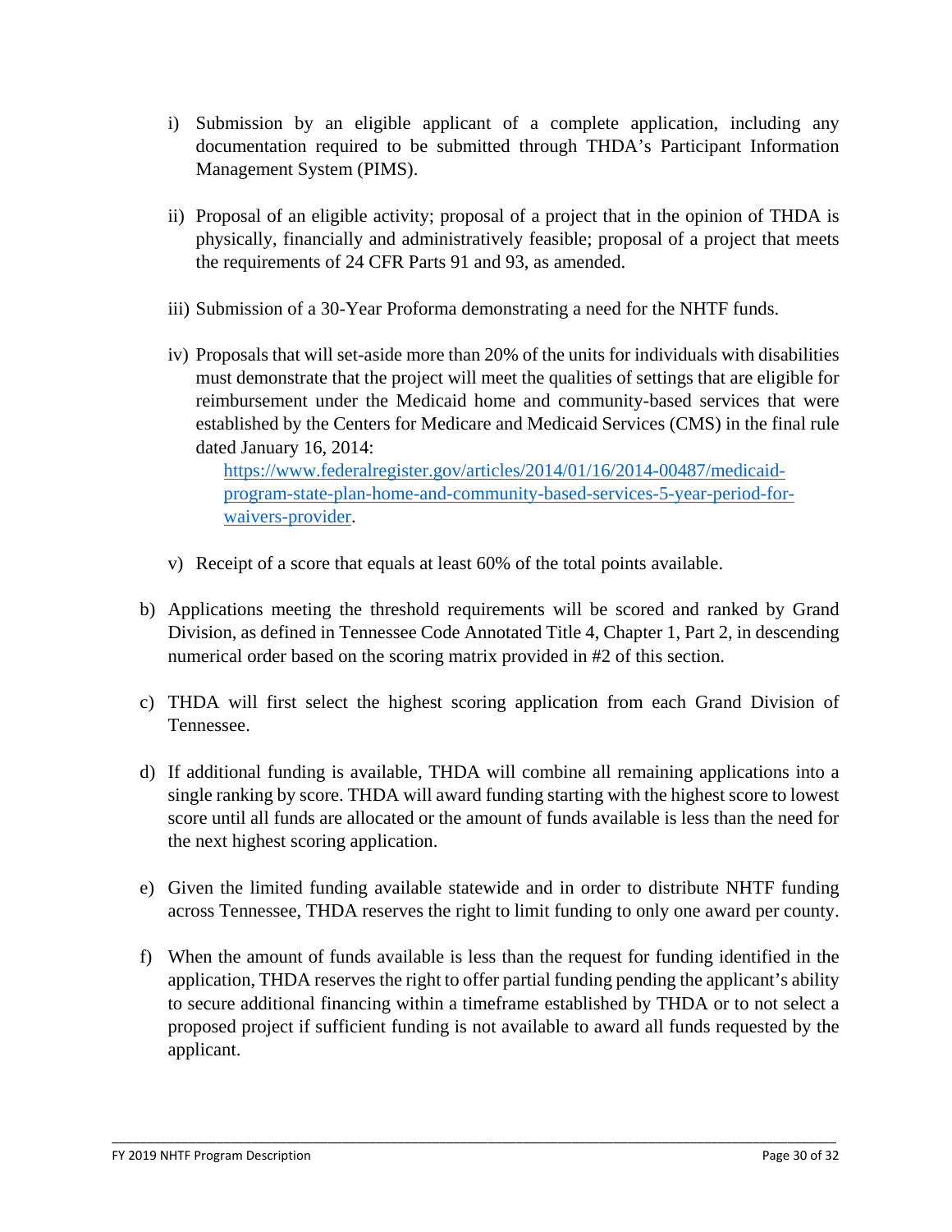i) Submission by an eligible applicant of a complete application, including any documentation required to be submitted through THDA's Participant Information Management System (PIMS).

ii) Proposal of an eligible activity; proposal of a project that in the opinion of THDA is physically, financially and administratively feasible; proposal of a project that meets the requirements of 24 CFR Parts 91 and 93, as amended.

iii) Submission of a 30-Year Proforma demonstrating a need for the NHTF funds.

iv) Proposals that will set-aside more than 20% of the units for individuals with disabilities must demonstrate that the project will meet the qualities of settings that are eligible for reimbursement under the Medicaid home and community-based services that were established by the Centers for Medicare and Medicaid Services (CMS) in the final rule dated January 16, 2014:
[https://www.federalregister.gov/articles/2014/01/16/2014-00487/medicaid-program-state-plan-home-and-community-based-services-5-year-period-for-waivers-provider](https://www.federalregister.gov/articles/2014/01/16/2014-00487/medicaid-program-state-plan-home-and-community-based-services-5-year-period-for-waivers-provider).

v) Receipt of a score that equals at least 60% of the total points available.

b) Applications meeting the threshold requirements will be scored and ranked by Grand Division, as defined in Tennessee Code Annotated Title 4, Chapter 1, Part 2, in descending numerical order based on the scoring matrix provided in #2 of this section.

c) THDA will first select the highest scoring application from each Grand Division of Tennessee.

d) If additional funding is available, THDA will combine all remaining applications into a single ranking by score. THDA will award funding starting with the highest score to lowest score until all funds are allocated or the amount of funds available is less than the need for the next highest scoring application.

e) Given the limited funding available statewide and in order to distribute NHTF funding across Tennessee, THDA reserves the right to limit funding to only one award per county.

f) When the amount of funds available is less than the request for funding identified in the application, THDA reserves the right to offer partial funding pending the applicant's ability to secure additional financing within a timeframe established by THDA or to not select a proposed project if sufficient funding is not available to award all funds requested by the applicant.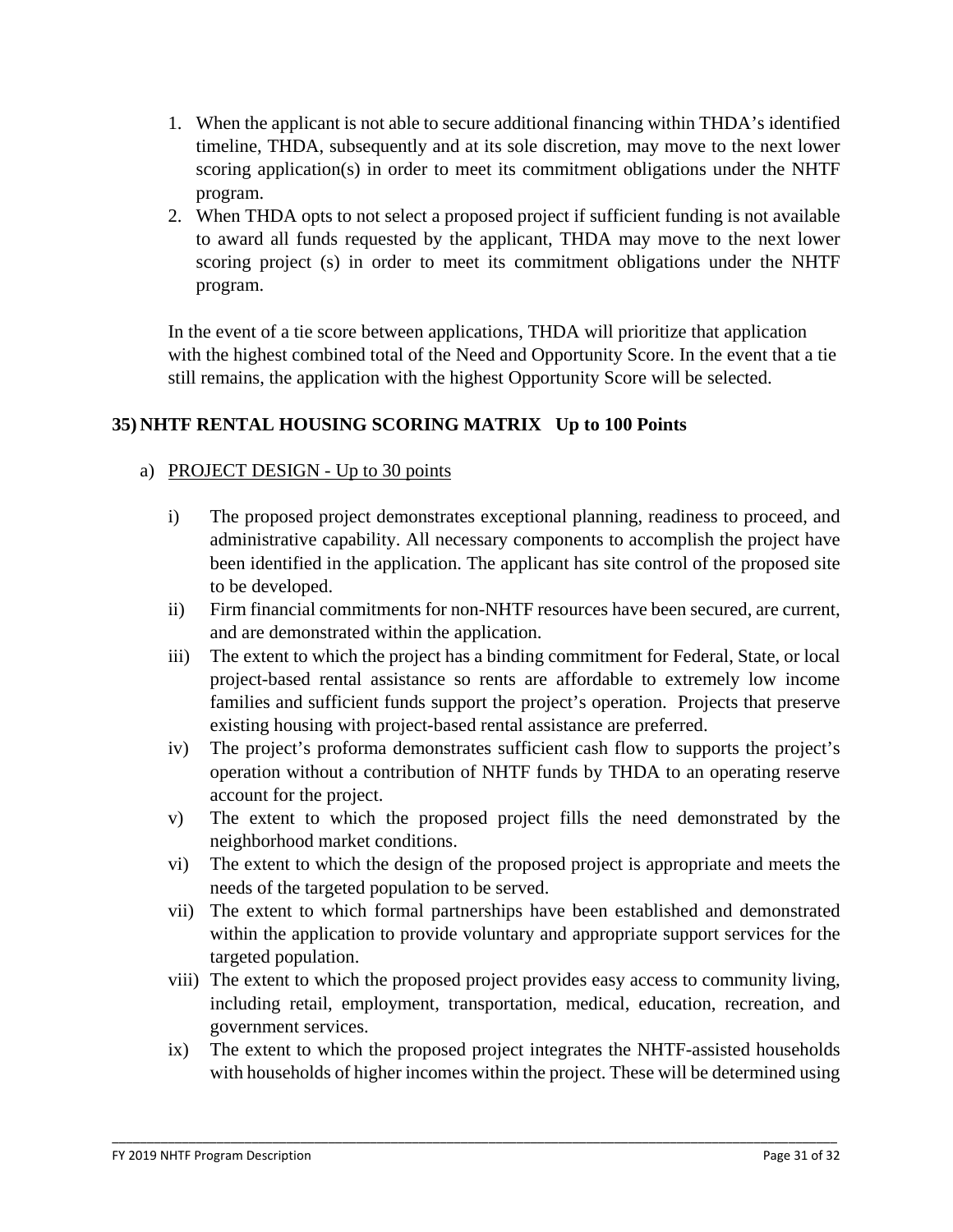1. When the applicant is not able to secure additional financing within THDA's identified timeline, THDA, subsequently and at its sole discretion, may move to the next lower scoring application(s) in order to meet its commitment obligations under the NHTF program.
2. When THDA opts to not select a proposed project if sufficient funding is not available to award all funds requested by the applicant, THDA may move to the next lower scoring project (s) in order to meet its commitment obligations under the NHTF program.

In the event of a tie score between applications, THDA will prioritize that application with the highest combined total of the Need and Opportunity Score. In the event that a tie still remains, the application with the highest Opportunity Score will be selected.

## 35) NHTF RENTAL HOUSING SCORING MATRIX Up to 100 Points

a) PROJECT DESIGN - Up to 30 points

i) The proposed project demonstrates exceptional planning, readiness to proceed, and administrative capability. All necessary components to accomplish the project have been identified in the application. The applicant has site control of the proposed site to be developed.

ii) Firm financial commitments for non-NHTF resources have been secured, are current, and are demonstrated within the application.

iii) The extent to which the project has a binding commitment for Federal, State, or local project-based rental assistance so rents are affordable to extremely low income families and sufficient funds support the project's operation. Projects that preserve existing housing with project-based rental assistance are preferred.

iv) The project's proforma demonstrates sufficient cash flow to supports the project's operation without a contribution of NHTF funds by THDA to an operating reserve account for the project.

v) The extent to which the proposed project fills the need demonstrated by the neighborhood market conditions.

vi) The extent to which the design of the proposed project is appropriate and meets the needs of the targeted population to be served.

vii) The extent to which formal partnerships have been established and demonstrated within the application to provide voluntary and appropriate support services for the targeted population.

viii) The extent to which the proposed project provides easy access to community living, including retail, employment, transportation, medical, education, recreation, and government services.

ix) The extent to which the proposed project integrates the NHTF-assisted households with households of higher incomes within the project. These will be determined using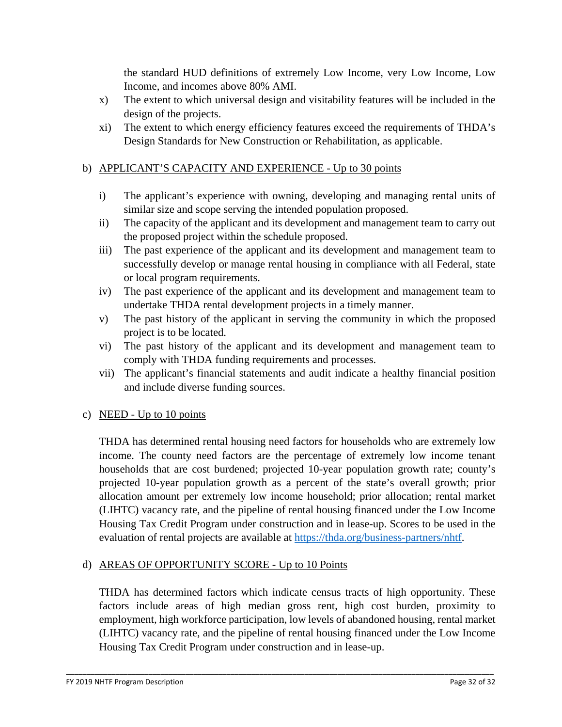the standard HUD definitions of extremely Low Income, very Low Income, Low Income, and incomes above 80% AMI.

x) The extent to which universal design and visitability features will be included in the design of the projects.

xi) The extent to which energy efficiency features exceed the requirements of THDA's Design Standards for New Construction or Rehabilitation, as applicable.

b) <u>APPLICANT'S CAPACITY AND EXPERIENCE - Up to 30 points</u>

i) The applicant's experience with owning, developing and managing rental units of similar size and scope serving the intended population proposed.

ii) The capacity of the applicant and its development and management team to carry out the proposed project within the schedule proposed.

iii) The past experience of the applicant and its development and management team to successfully develop or manage rental housing in compliance with all Federal, state or local program requirements.

iv) The past experience of the applicant and its development and management team to undertake THDA rental development projects in a timely manner.

v) The past history of the applicant in serving the community in which the proposed project is to be located.

vi) The past history of the applicant and its development and management team to comply with THDA funding requirements and processes.

vii) The applicant's financial statements and audit indicate a healthy financial position and include diverse funding sources.

c) <u>NEED - Up to 10 points</u>

THDA has determined rental housing need factors for households who are extremely low income. The county need factors are the percentage of extremely low income tenant households that are cost burdened; projected 10-year population growth rate; county's projected 10-year population growth as a percent of the state's overall growth; prior allocation amount per extremely low income household; prior allocation; rental market (LIHTC) vacancy rate, and the pipeline of rental housing financed under the Low Income Housing Tax Credit Program under construction and in lease-up. Scores to be used in the evaluation of rental projects are available at [https://thda.org/business-partners/nhtf](https://thda.org/business-partners/nhtf).

d) <u>AREAS OF OPPORTUNITY SCORE - Up to 10 Points</u>

THDA has determined factors which indicate census tracts of high opportunity. These factors include areas of high median gross rent, high cost burden, proximity to employment, high workforce participation, low levels of abandoned housing, rental market (LIHTC) vacancy rate, and the pipeline of rental housing financed under the Low Income Housing Tax Credit Program under construction and in lease-up.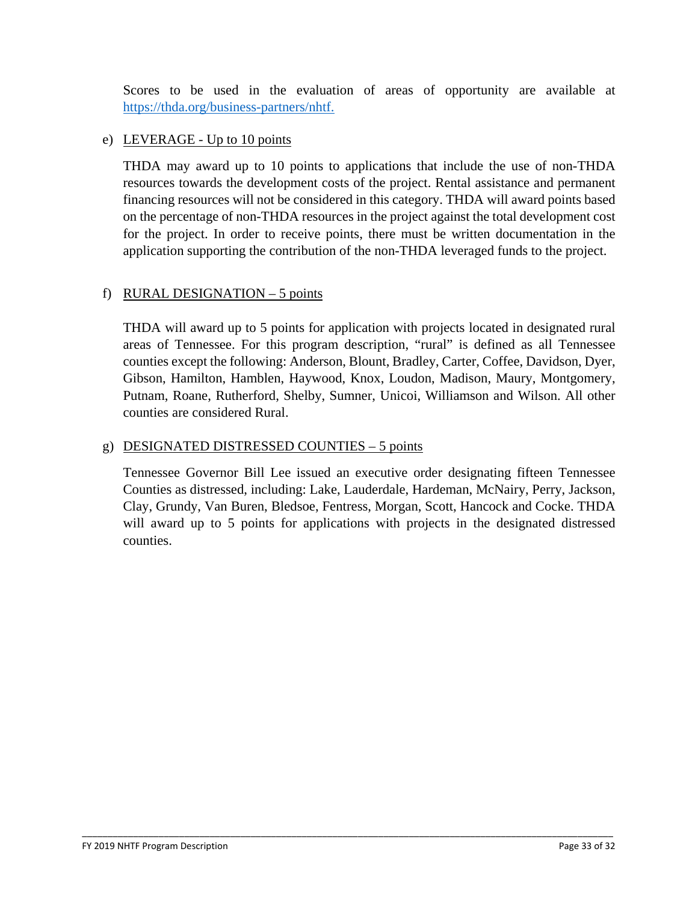Scores to be used in the evaluation of areas of opportunity are available at [https://thda.org/business-partners/nhtf.](https://thda.org/business-partners/nhtf)

e) LEVERAGE - Up to 10 points

THDA may award up to 10 points to applications that include the use of non-THDA resources towards the development costs of the project. Rental assistance and permanent financing resources will not be considered in this category. THDA will award points based on the percentage of non-THDA resources in the project against the total development cost for the project. In order to receive points, there must be written documentation in the application supporting the contribution of the non-THDA leveraged funds to the project.

f) RURAL DESIGNATION – 5 points

THDA will award up to 5 points for application with projects located in designated rural areas of Tennessee. For this program description, "rural" is defined as all Tennessee counties except the following: Anderson, Blount, Bradley, Carter, Coffee, Davidson, Dyer, Gibson, Hamilton, Hamblen, Haywood, Knox, Loudon, Madison, Maury, Montgomery, Putnam, Roane, Rutherford, Shelby, Sumner, Unicoi, Williamson and Wilson. All other counties are considered Rural.

g) DESIGNATED DISTRESSED COUNTIES – 5 points

Tennessee Governor Bill Lee issued an executive order designating fifteen Tennessee Counties as distressed, including: Lake, Lauderdale, Hardeman, McNairy, Perry, Jackson, Clay, Grundy, Van Buren, Bledsoe, Fentress, Morgan, Scott, Hancock and Cocke. THDA will award up to 5 points for applications with projects in the designated distressed counties.